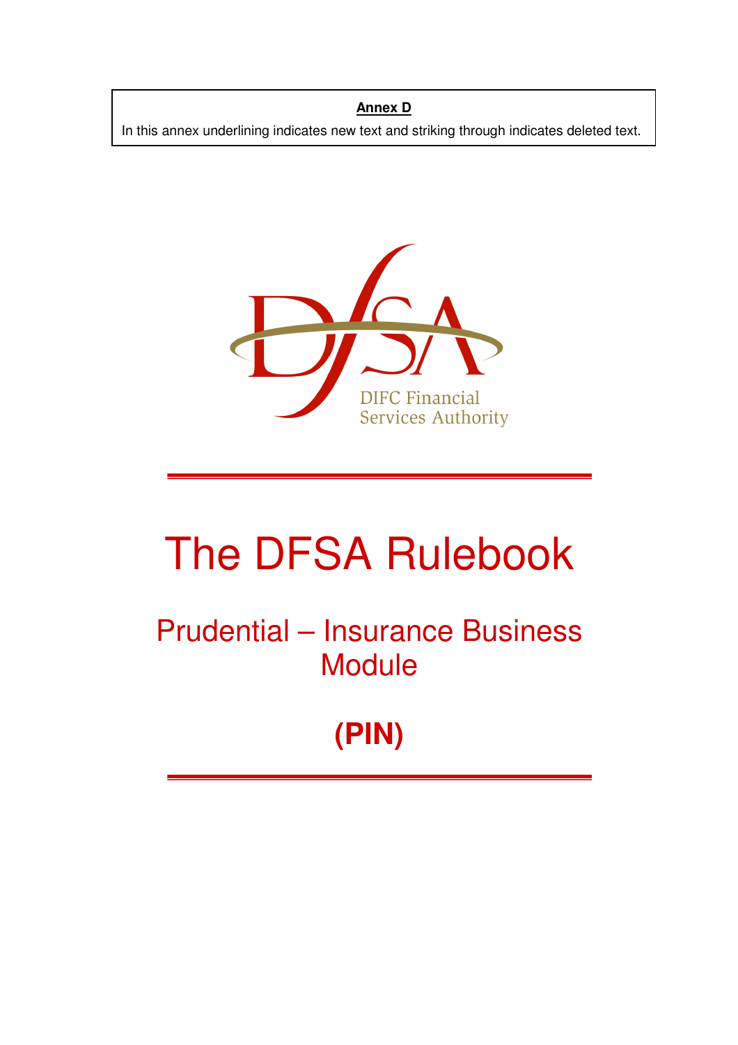**Annex D**

In this annex underlining indicates new text and striking through indicates deleted text.

DIFC Financial Services Authority

# The DFSA Rulebook

## Prudential – Insurance Business Module

## (PIN)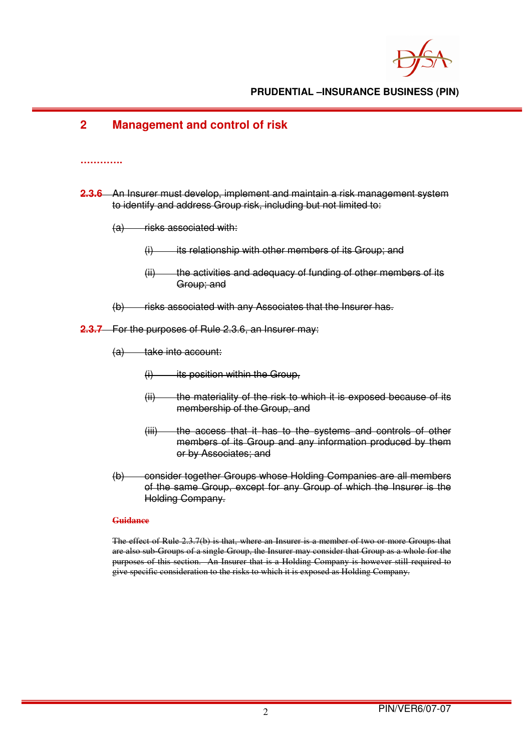## 2 Management and control of risk

…………

~~**2.3.6** An Insurer must develop, implement and maintain a risk management system to identify and address Group risk, including but not limited to:~~

~~(a) risks associated with:~~

~~(i) its relationship with other members of its Group; and~~

~~(ii) the activities and adequacy of funding of other members of its Group; and~~

~~(b) risks associated with any Associates that the Insurer has.~~

~~**2.3.7** For the purposes of Rule 2.3.6, an Insurer may:~~

~~(a) take into account:~~

~~(i) its position within the Group,~~

~~(ii) the materiality of the risk to which it is exposed because of its membership of the Group, and~~

~~(iii) the access that it has to the systems and controls of other members of its Group and any information produced by them or by Associates; and~~

~~(b) consider together Groups whose Holding Companies are all members of the same Group, except for any Group of which the Insurer is the Holding Company.~~

~~**Guidance**~~

~~The effect of Rule 2.3.7(b) is that, where an Insurer is a member of two or more Groups that are also sub-Groups of a single Group, the Insurer may consider that Group as a whole for the purposes of this section. An Insurer that is a Holding Company is however still required to give specific consideration to the risks to which it is exposed as Holding Company.~~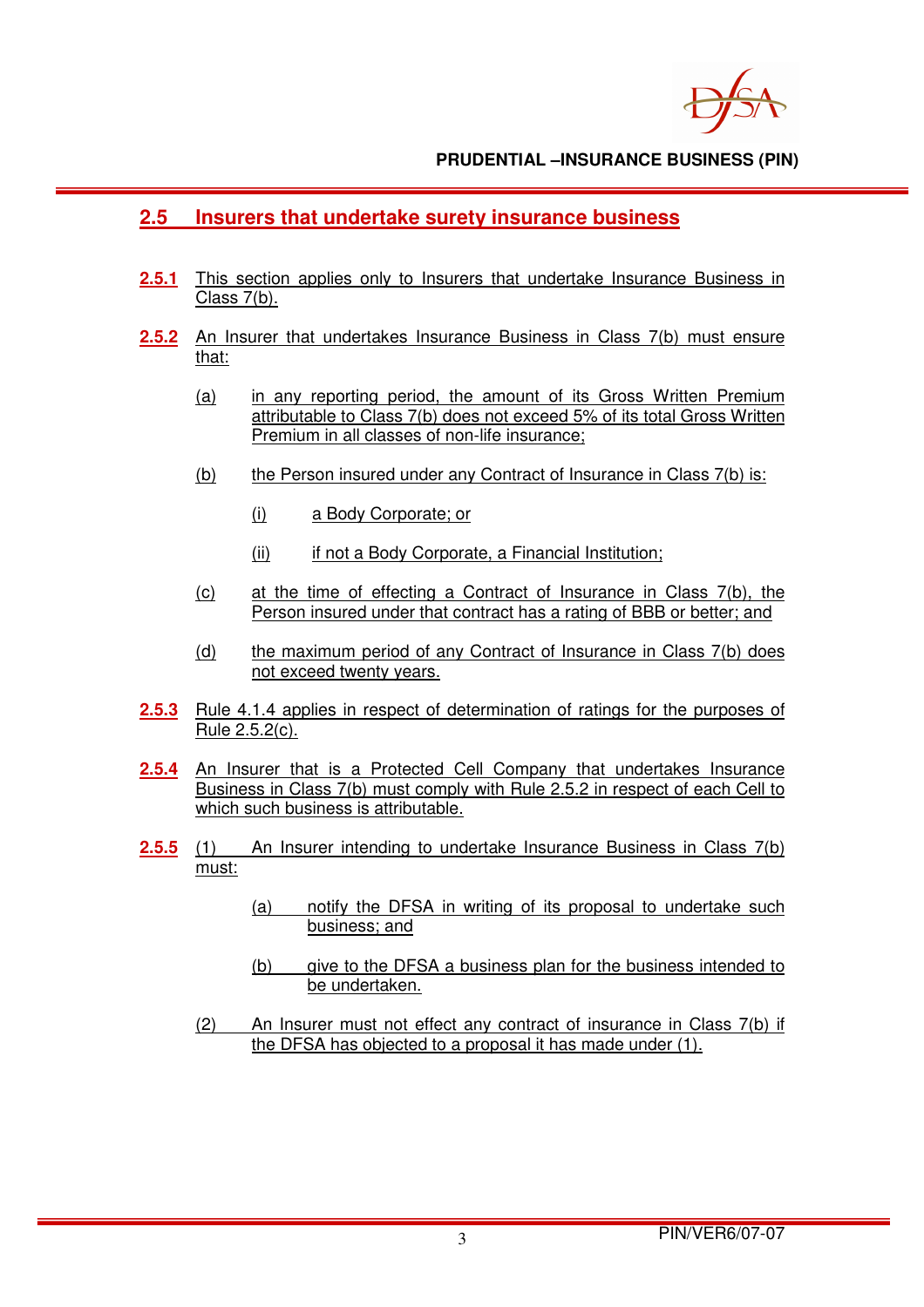## 2.5 Insurers that undertake surety insurance business

**2.5.1** This section applies only to Insurers that undertake Insurance Business in Class 7(b).

**2.5.2** An Insurer that undertakes Insurance Business in Class 7(b) must ensure that:

(a) in any reporting period, the amount of its Gross Written Premium attributable to Class 7(b) does not exceed 5% of its total Gross Written Premium in all classes of non-life insurance;

(b) the Person insured under any Contract of Insurance in Class 7(b) is:

(i) a Body Corporate; or

(ii) if not a Body Corporate, a Financial Institution;

(c) at the time of effecting a Contract of Insurance in Class 7(b), the Person insured under that contract has a rating of BBB or better; and

(d) the maximum period of any Contract of Insurance in Class 7(b) does not exceed twenty years.

**2.5.3** Rule 4.1.4 applies in respect of determination of ratings for the purposes of Rule 2.5.2(c).

**2.5.4** An Insurer that is a Protected Cell Company that undertakes Insurance Business in Class 7(b) must comply with Rule 2.5.2 in respect of each Cell to which such business is attributable.

**2.5.5** (1) An Insurer intending to undertake Insurance Business in Class 7(b) must:

(a) notify the DFSA in writing of its proposal to undertake such business; and

(b) give to the DFSA a business plan for the business intended to be undertaken.

(2) An Insurer must not effect any contract of insurance in Class 7(b) if the DFSA has objected to a proposal it has made under (1).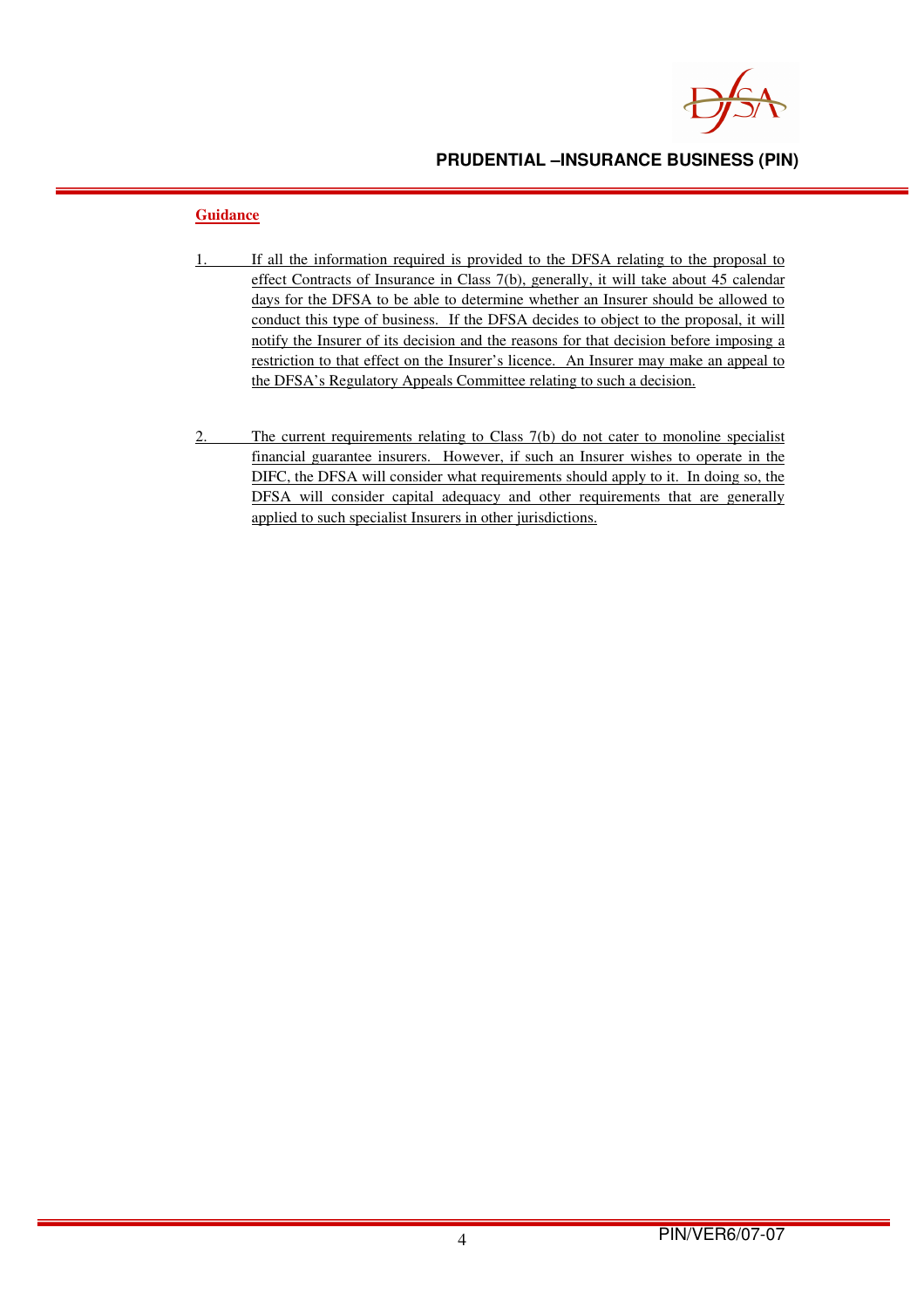**Guidance**

1. If all the information required is provided to the DFSA relating to the proposal to effect Contracts of Insurance in Class 7(b), generally, it will take about 45 calendar days for the DFSA to be able to determine whether an Insurer should be allowed to conduct this type of business. If the DFSA decides to object to the proposal, it will notify the Insurer of its decision and the reasons for that decision before imposing a restriction to that effect on the Insurer's licence. An Insurer may make an appeal to the DFSA's Regulatory Appeals Committee relating to such a decision.

2. The current requirements relating to Class 7(b) do not cater to monoline specialist financial guarantee insurers. However, if such an Insurer wishes to operate in the DIFC, the DFSA will consider what requirements should apply to it. In doing so, the DFSA will consider capital adequacy and other requirements that are generally applied to such specialist Insurers in other jurisdictions.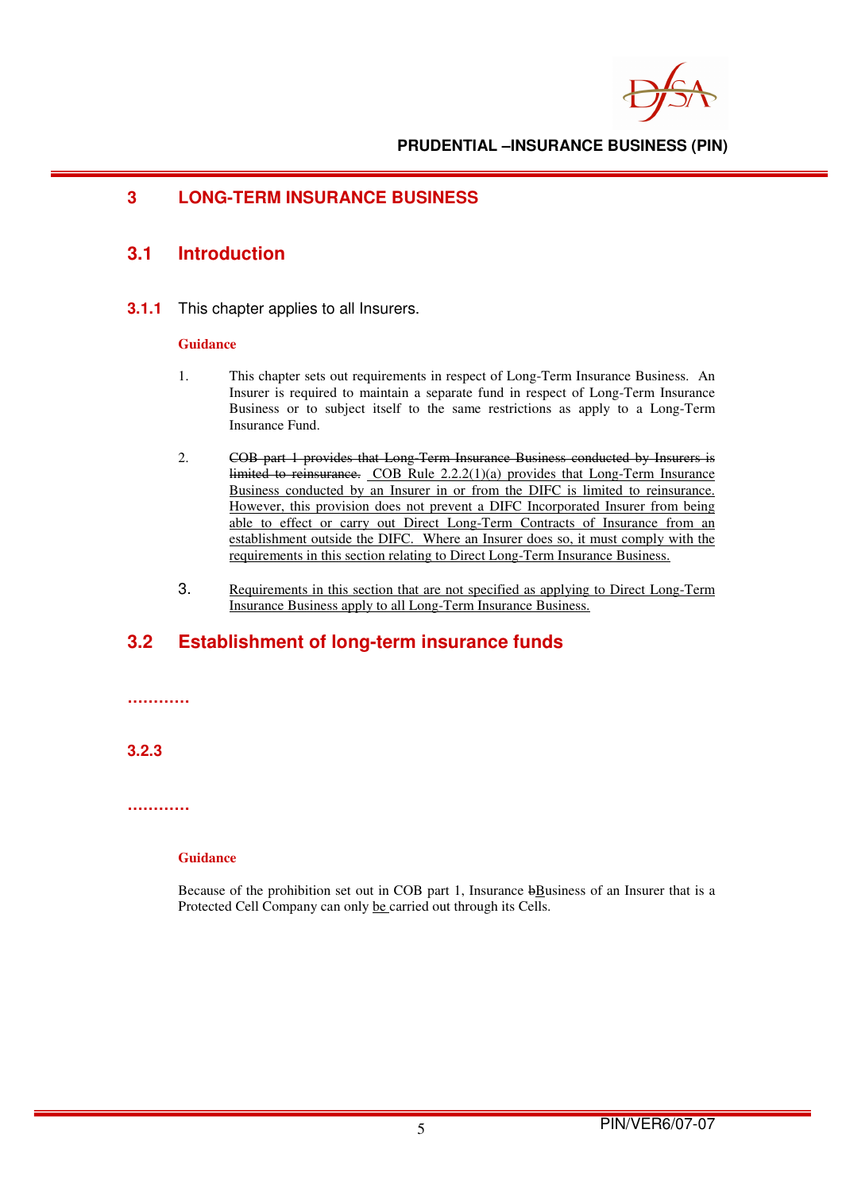# 3 LONG-TERM INSURANCE BUSINESS

## 3.1 Introduction

**3.1.1** This chapter applies to all Insurers.

**Guidance**

1. This chapter sets out requirements in respect of Long-Term Insurance Business. An Insurer is required to maintain a separate fund in respect of Long-Term Insurance Business or to subject itself to the same restrictions as apply to a Long-Term Insurance Fund.

2. ~~COB part 1 provides that Long-Term Insurance Business conducted by Insurers is limited to reinsurance.~~ COB Rule 2.2.2(1)(a) provides that Long-Term Insurance Business conducted by an Insurer in or from the DIFC is limited to reinsurance. However, this provision does not prevent a DIFC Incorporated Insurer from being able to effect or carry out Direct Long-Term Contracts of Insurance from an establishment outside the DIFC. Where an Insurer does so, it must comply with the requirements in this section relating to Direct Long-Term Insurance Business.

3. Requirements in this section that are not specified as applying to Direct Long-Term Insurance Business apply to all Long-Term Insurance Business.

## 3.2 Establishment of long-term insurance funds

…………

**3.2.3**

…………

**Guidance**

Because of the prohibition set out in COB part 1, Insurance ~~b~~Business of an Insurer that is a Protected Cell Company can only be carried out through its Cells.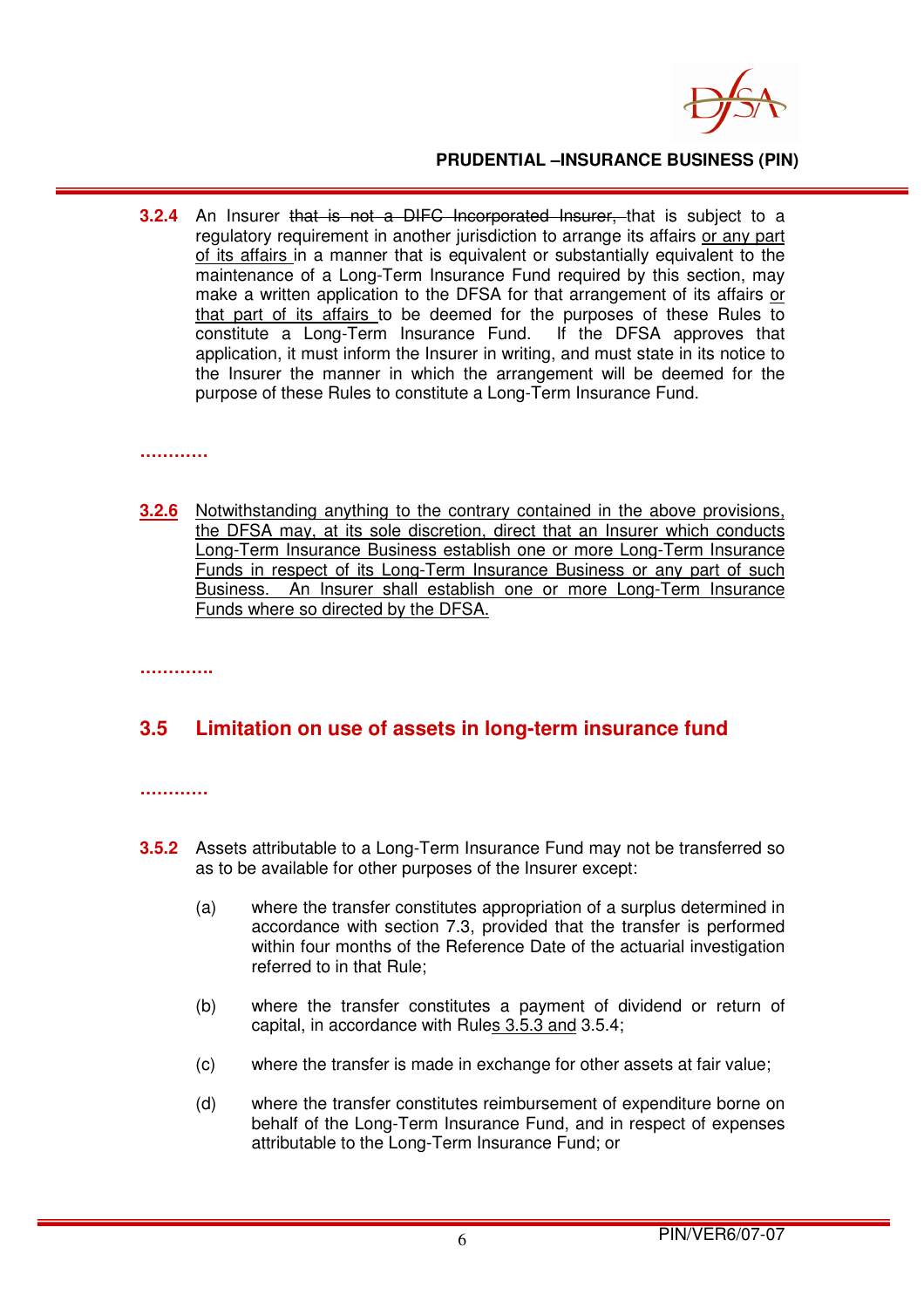**3.2.4** An Insurer ~~that is not a DIFC Incorporated Insurer,~~ that is subject to a regulatory requirement in another jurisdiction to arrange its affairs <u>or any part of its affairs</u> in a manner that is equivalent or substantially equivalent to the maintenance of a Long-Term Insurance Fund required by this section, may make a written application to the DFSA for that arrangement of its affairs <u>or that part of its affairs</u> to be deemed for the purposes of these Rules to constitute a Long-Term Insurance Fund. If the DFSA approves that application, it must inform the Insurer in writing, and must state in its notice to the Insurer the manner in which the arrangement will be deemed for the purpose of these Rules to constitute a Long-Term Insurance Fund.

…………

<u>**3.2.6**</u> <u>Notwithstanding anything to the contrary contained in the above provisions, the DFSA may, at its sole discretion, direct that an Insurer which conducts Long-Term Insurance Business establish one or more Long-Term Insurance Funds in respect of its Long-Term Insurance Business or any part of such Business. An Insurer shall establish one or more Long-Term Insurance Funds where so directed by the DFSA.</u>

………….

## 3.5 Limitation on use of assets in long-term insurance fund

…………

**3.5.2** Assets attributable to a Long-Term Insurance Fund may not be transferred so as to be available for other purposes of the Insurer except:

(a) where the transfer constitutes appropriation of a surplus determined in accordance with section 7.3, provided that the transfer is performed within four months of the Reference Date of the actuarial investigation referred to in that Rule;

(b) where the transfer constitutes a payment of dividend or return of capital, in accordance with Rule<u>s 3.5.3 and</u> 3.5.4;

(c) where the transfer is made in exchange for other assets at fair value;

(d) where the transfer constitutes reimbursement of expenditure borne on behalf of the Long-Term Insurance Fund, and in respect of expenses attributable to the Long-Term Insurance Fund; or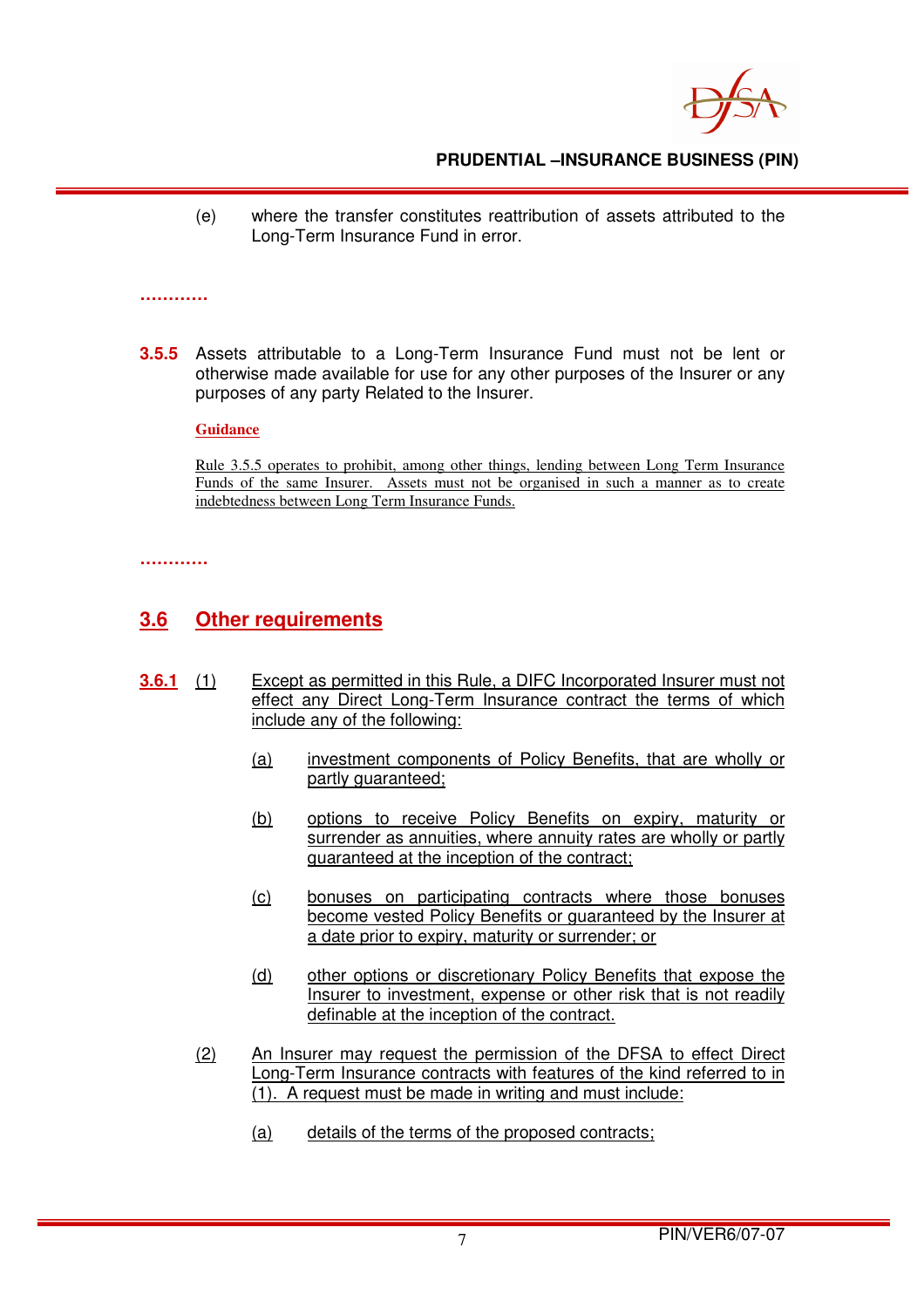(e) where the transfer constitutes reattribution of assets attributed to the Long-Term Insurance Fund in error.

…………

**3.5.5** Assets attributable to a Long-Term Insurance Fund must not be lent or otherwise made available for use for any other purposes of the Insurer or any purposes of any party Related to the Insurer.

**Guidance**

Rule 3.5.5 operates to prohibit, among other things, lending between Long Term Insurance Funds of the same Insurer. Assets must not be organised in such a manner as to create indebtedness between Long Term Insurance Funds.

…………

## 3.6 Other requirements

**3.6.1** (1) Except as permitted in this Rule, a DIFC Incorporated Insurer must not effect any Direct Long-Term Insurance contract the terms of which include any of the following:

(a) investment components of Policy Benefits, that are wholly or partly guaranteed;

(b) options to receive Policy Benefits on expiry, maturity or surrender as annuities, where annuity rates are wholly or partly guaranteed at the inception of the contract;

(c) bonuses on participating contracts where those bonuses become vested Policy Benefits or guaranteed by the Insurer at a date prior to expiry, maturity or surrender; or

(d) other options or discretionary Policy Benefits that expose the Insurer to investment, expense or other risk that is not readily definable at the inception of the contract.

(2) An Insurer may request the permission of the DFSA to effect Direct Long-Term Insurance contracts with features of the kind referred to in (1). A request must be made in writing and must include:

(a) details of the terms of the proposed contracts;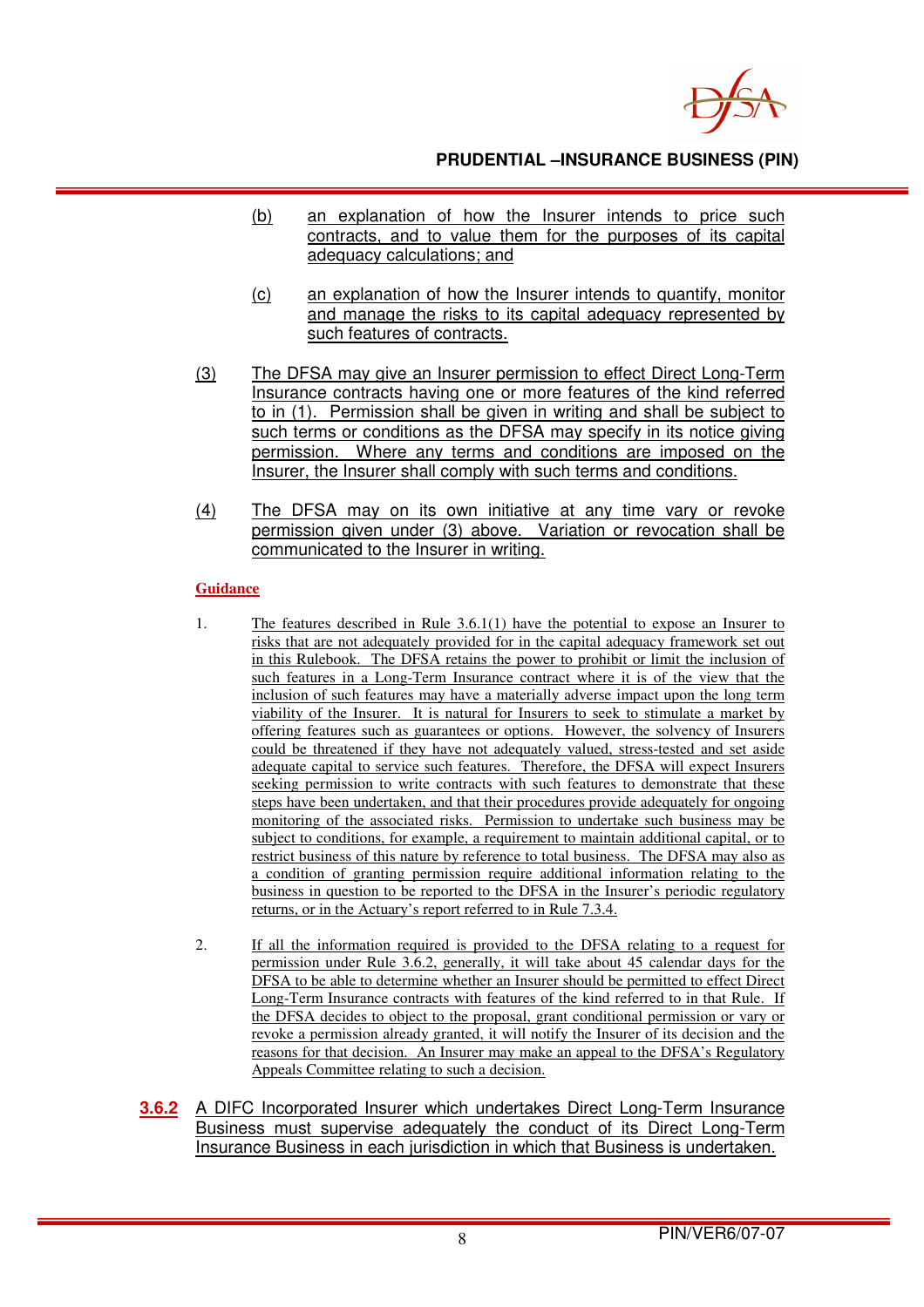(b) an explanation of how the Insurer intends to price such contracts, and to value them for the purposes of its capital adequacy calculations; and

(c) an explanation of how the Insurer intends to quantify, monitor and manage the risks to its capital adequacy represented by such features of contracts.

(3) The DFSA may give an Insurer permission to effect Direct Long-Term Insurance contracts having one or more features of the kind referred to in (1). Permission shall be given in writing and shall be subject to such terms or conditions as the DFSA may specify in its notice giving permission. Where any terms and conditions are imposed on the Insurer, the Insurer shall comply with such terms and conditions.

(4) The DFSA may on its own initiative at any time vary or revoke permission given under (3) above. Variation or revocation shall be communicated to the Insurer in writing.

**Guidance**

1. The features described in Rule 3.6.1(1) have the potential to expose an Insurer to risks that are not adequately provided for in the capital adequacy framework set out in this Rulebook. The DFSA retains the power to prohibit or limit the inclusion of such features in a Long-Term Insurance contract where it is of the view that the inclusion of such features may have a materially adverse impact upon the long term viability of the Insurer. It is natural for Insurers to seek to stimulate a market by offering features such as guarantees or options. However, the solvency of Insurers could be threatened if they have not adequately valued, stress-tested and set aside adequate capital to service such features. Therefore, the DFSA will expect Insurers seeking permission to write contracts with such features to demonstrate that these steps have been undertaken, and that their procedures provide adequately for ongoing monitoring of the associated risks. Permission to undertake such business may be subject to conditions, for example, a requirement to maintain additional capital, or to restrict business of this nature by reference to total business. The DFSA may also as a condition of granting permission require additional information relating to the business in question to be reported to the DFSA in the Insurer's periodic regulatory returns, or in the Actuary's report referred to in Rule 7.3.4.

2. If all the information required is provided to the DFSA relating to a request for permission under Rule 3.6.2, generally, it will take about 45 calendar days for the DFSA to be able to determine whether an Insurer should be permitted to effect Direct Long-Term Insurance contracts with features of the kind referred to in that Rule. If the DFSA decides to object to the proposal, grant conditional permission or vary or revoke a permission already granted, it will notify the Insurer of its decision and the reasons for that decision. An Insurer may make an appeal to the DFSA's Regulatory Appeals Committee relating to such a decision.

**3.6.2** A DIFC Incorporated Insurer which undertakes Direct Long-Term Insurance Business must supervise adequately the conduct of its Direct Long-Term Insurance Business in each jurisdiction in which that Business is undertaken.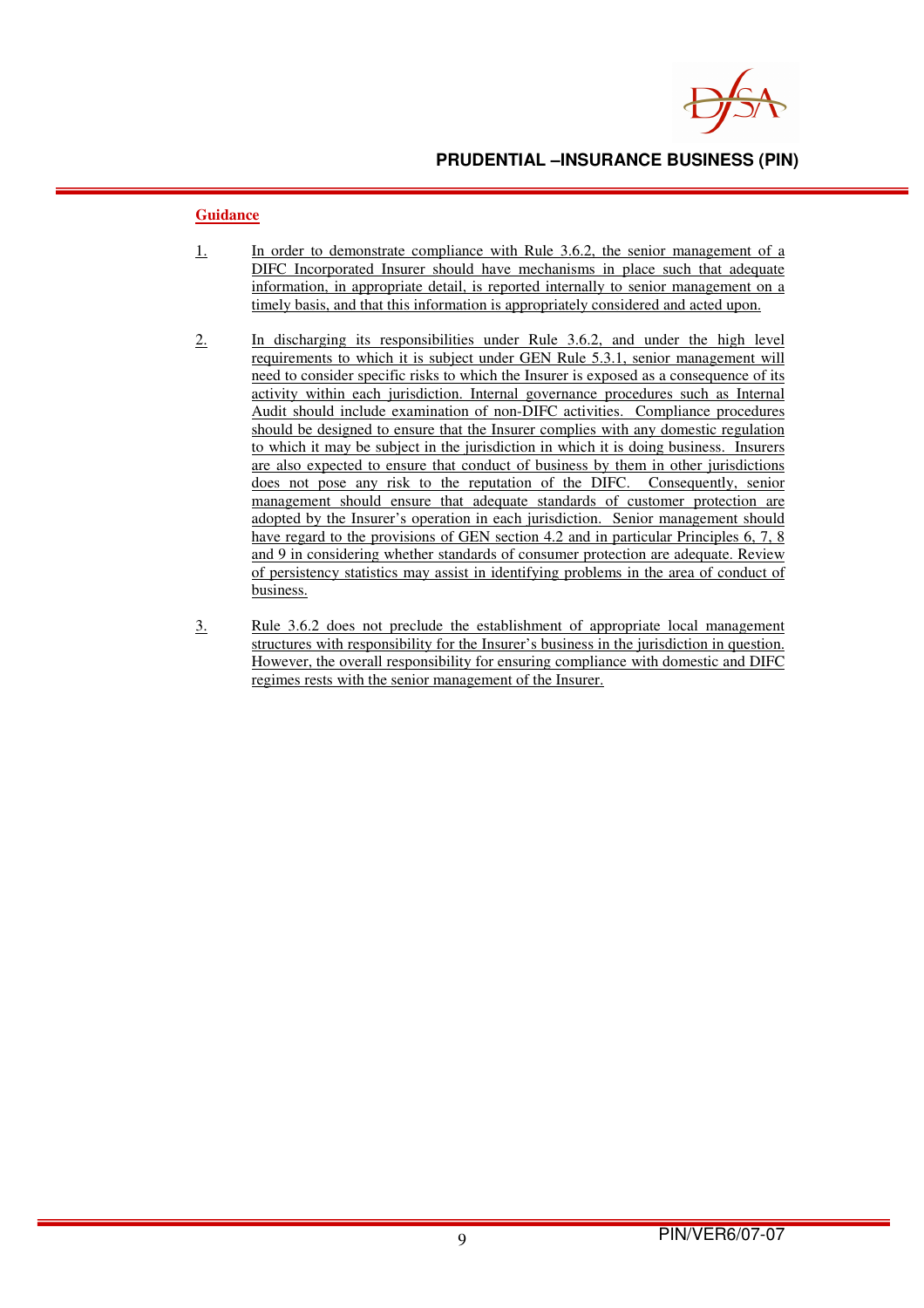**Guidance**

1. In order to demonstrate compliance with Rule 3.6.2, the senior management of a DIFC Incorporated Insurer should have mechanisms in place such that adequate information, in appropriate detail, is reported internally to senior management on a timely basis, and that this information is appropriately considered and acted upon.

2. In discharging its responsibilities under Rule 3.6.2, and under the high level requirements to which it is subject under GEN Rule 5.3.1, senior management will need to consider specific risks to which the Insurer is exposed as a consequence of its activity within each jurisdiction. Internal governance procedures such as Internal Audit should include examination of non-DIFC activities. Compliance procedures should be designed to ensure that the Insurer complies with any domestic regulation to which it may be subject in the jurisdiction in which it is doing business. Insurers are also expected to ensure that conduct of business by them in other jurisdictions does not pose any risk to the reputation of the DIFC. Consequently, senior management should ensure that adequate standards of customer protection are adopted by the Insurer's operation in each jurisdiction. Senior management should have regard to the provisions of GEN section 4.2 and in particular Principles 6, 7, 8 and 9 in considering whether standards of consumer protection are adequate. Review of persistency statistics may assist in identifying problems in the area of conduct of business.

3. Rule 3.6.2 does not preclude the establishment of appropriate local management structures with responsibility for the Insurer's business in the jurisdiction in question. However, the overall responsibility for ensuring compliance with domestic and DIFC regimes rests with the senior management of the Insurer.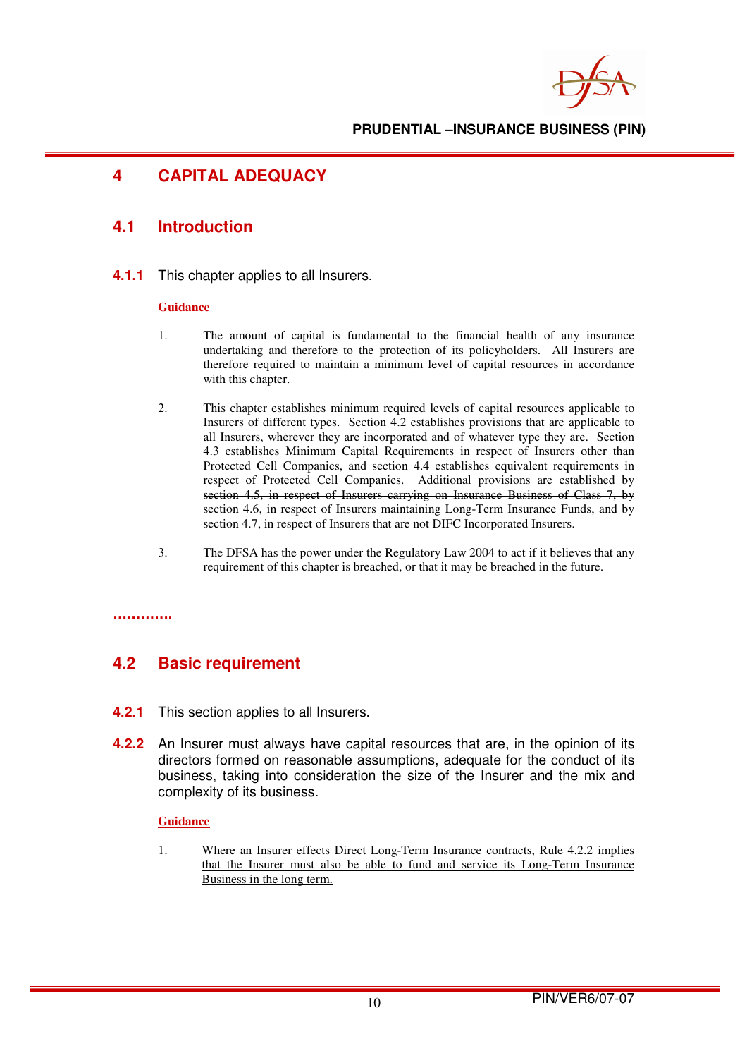# 4 CAPITAL ADEQUACY

## 4.1 Introduction

**4.1.1** This chapter applies to all Insurers.

**Guidance**

1. The amount of capital is fundamental to the financial health of any insurance undertaking and therefore to the protection of its policyholders. All Insurers are therefore required to maintain a minimum level of capital resources in accordance with this chapter.

2. This chapter establishes minimum required levels of capital resources applicable to Insurers of different types. Section 4.2 establishes provisions that are applicable to all Insurers, wherever they are incorporated and of whatever type they are. Section 4.3 establishes Minimum Capital Requirements in respect of Insurers other than Protected Cell Companies, and section 4.4 establishes equivalent requirements in respect of Protected Cell Companies. Additional provisions are established by ~~section 4.5, in respect of Insurers carrying on Insurance Business of Class 7, by~~ section 4.6, in respect of Insurers maintaining Long-Term Insurance Funds, and by section 4.7, in respect of Insurers that are not DIFC Incorporated Insurers.

3. The DFSA has the power under the Regulatory Law 2004 to act if it believes that any requirement of this chapter is breached, or that it may be breached in the future.

………….

## 4.2 Basic requirement

**4.2.1** This section applies to all Insurers.

**4.2.2** An Insurer must always have capital resources that are, in the opinion of its directors formed on reasonable assumptions, adequate for the conduct of its business, taking into consideration the size of the Insurer and the mix and complexity of its business.

<u>**Guidance**</u>

<u>1.</u> <u>Where an Insurer effects Direct Long-Term Insurance contracts, Rule 4.2.2 implies that the Insurer must also be able to fund and service its Long-Term Insurance Business in the long term.</u>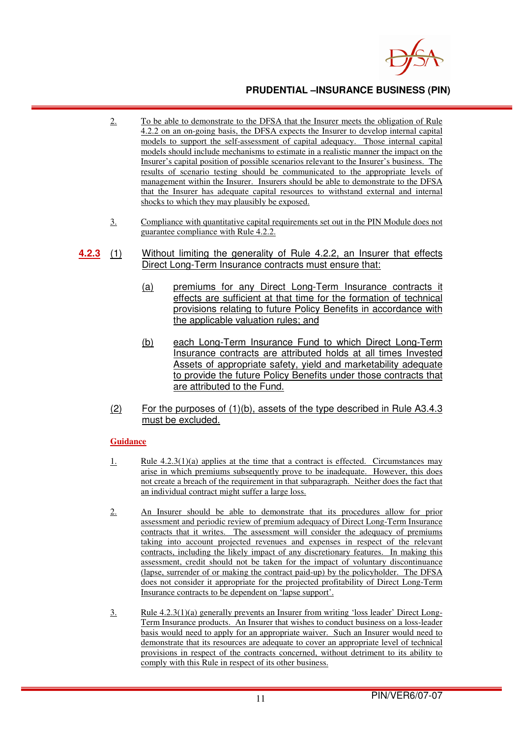2. To be able to demonstrate to the DFSA that the Insurer meets the obligation of Rule 4.2.2 on an on-going basis, the DFSA expects the Insurer to develop internal capital models to support the self-assessment of capital adequacy. Those internal capital models should include mechanisms to estimate in a realistic manner the impact on the Insurer's capital position of possible scenarios relevant to the Insurer's business. The results of scenario testing should be communicated to the appropriate levels of management within the Insurer. Insurers should be able to demonstrate to the DFSA that the Insurer has adequate capital resources to withstand external and internal shocks to which they may plausibly be exposed.

3. Compliance with quantitative capital requirements set out in the PIN Module does not guarantee compliance with Rule 4.2.2.

**4.2.3** (1) Without limiting the generality of Rule 4.2.2, an Insurer that effects Direct Long-Term Insurance contracts must ensure that:

(a) premiums for any Direct Long-Term Insurance contracts it effects are sufficient at that time for the formation of technical provisions relating to future Policy Benefits in accordance with the applicable valuation rules; and

(b) each Long-Term Insurance Fund to which Direct Long-Term Insurance contracts are attributed holds at all times Invested Assets of appropriate safety, yield and marketability adequate to provide the future Policy Benefits under those contracts that are attributed to the Fund.

(2) For the purposes of (1)(b), assets of the type described in Rule A3.4.3 must be excluded.

**Guidance**

1. Rule 4.2.3(1)(a) applies at the time that a contract is effected. Circumstances may arise in which premiums subsequently prove to be inadequate. However, this does not create a breach of the requirement in that subparagraph. Neither does the fact that an individual contract might suffer a large loss.

2. An Insurer should be able to demonstrate that its procedures allow for prior assessment and periodic review of premium adequacy of Direct Long-Term Insurance contracts that it writes. The assessment will consider the adequacy of premiums taking into account projected revenues and expenses in respect of the relevant contracts, including the likely impact of any discretionary features. In making this assessment, credit should not be taken for the impact of voluntary discontinuance (lapse, surrender of or making the contract paid-up) by the policyholder. The DFSA does not consider it appropriate for the projected profitability of Direct Long-Term Insurance contracts to be dependent on 'lapse support'.

3. Rule 4.2.3(1)(a) generally prevents an Insurer from writing 'loss leader' Direct Long-Term Insurance products. An Insurer that wishes to conduct business on a loss-leader basis would need to apply for an appropriate waiver. Such an Insurer would need to demonstrate that its resources are adequate to cover an appropriate level of technical provisions in respect of the contracts concerned, without detriment to its ability to comply with this Rule in respect of its other business.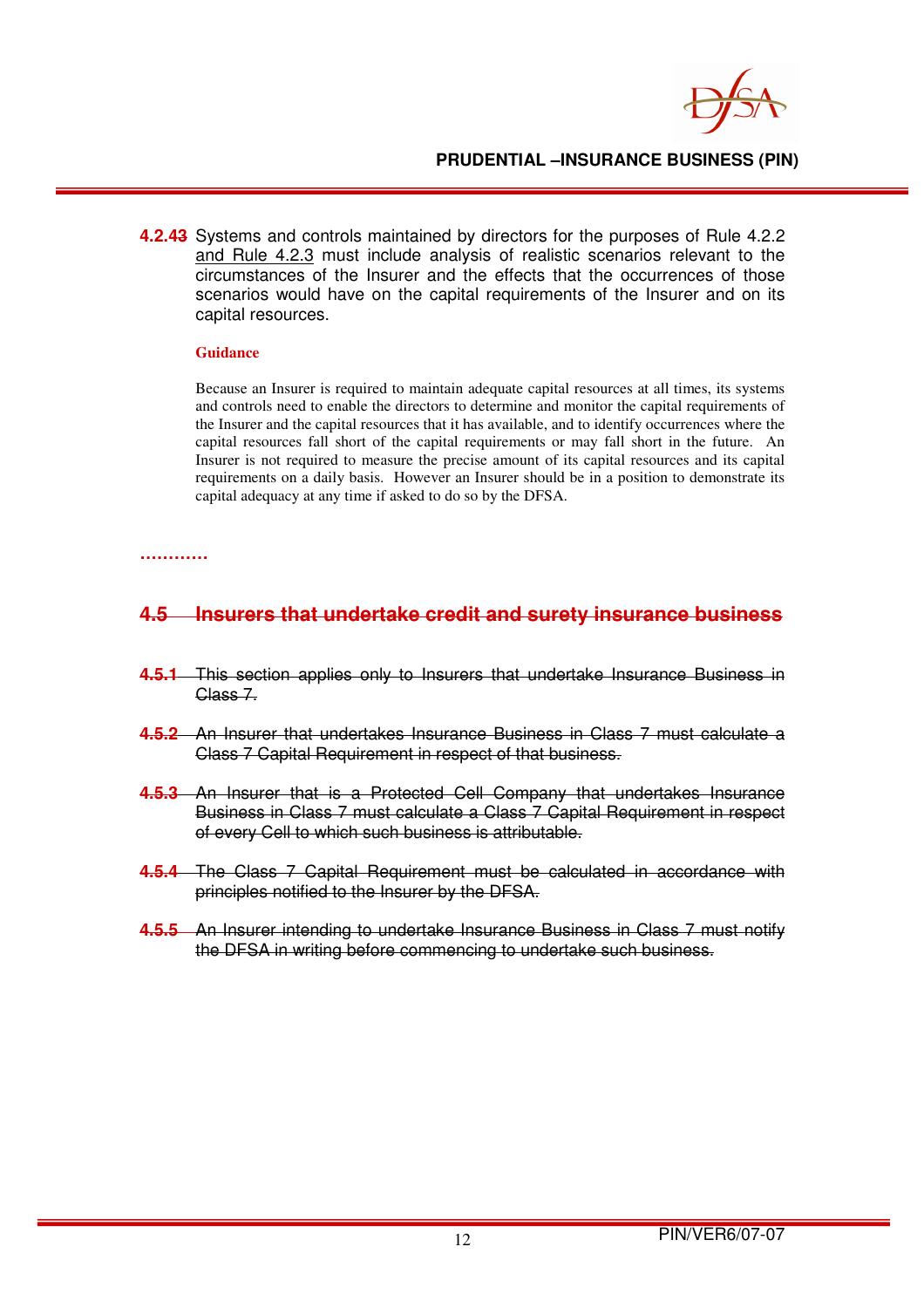**4.2.43** Systems and controls maintained by directors for the purposes of Rule 4.2.2 <u>and Rule 4.2.3</u> must include analysis of realistic scenarios relevant to the circumstances of the Insurer and the effects that the occurrences of those scenarios would have on the capital requirements of the Insurer and on its capital resources.

**Guidance**

Because an Insurer is required to maintain adequate capital resources at all times, its systems and controls need to enable the directors to determine and monitor the capital requirements of the Insurer and the capital resources that it has available, and to identify occurrences where the capital resources fall short of the capital requirements or may fall short in the future. An Insurer is not required to measure the precise amount of its capital resources and its capital requirements on a daily basis. However an Insurer should be in a position to demonstrate its capital adequacy at any time if asked to do so by the DFSA.

…………

## ~~4.5 Insurers that undertake credit and surety insurance business~~

**~~4.5.1~~** ~~This section applies only to Insurers that undertake Insurance Business in Class 7.~~

**~~4.5.2~~** ~~An Insurer that undertakes Insurance Business in Class 7 must calculate a Class 7 Capital Requirement in respect of that business.~~

**~~4.5.3~~** ~~An Insurer that is a Protected Cell Company that undertakes Insurance Business in Class 7 must calculate a Class 7 Capital Requirement in respect of every Cell to which such business is attributable.~~

**~~4.5.4~~** ~~The Class 7 Capital Requirement must be calculated in accordance with principles notified to the Insurer by the DFSA.~~

**~~4.5.5~~** ~~An Insurer intending to undertake Insurance Business in Class 7 must notify the DFSA in writing before commencing to undertake such business.~~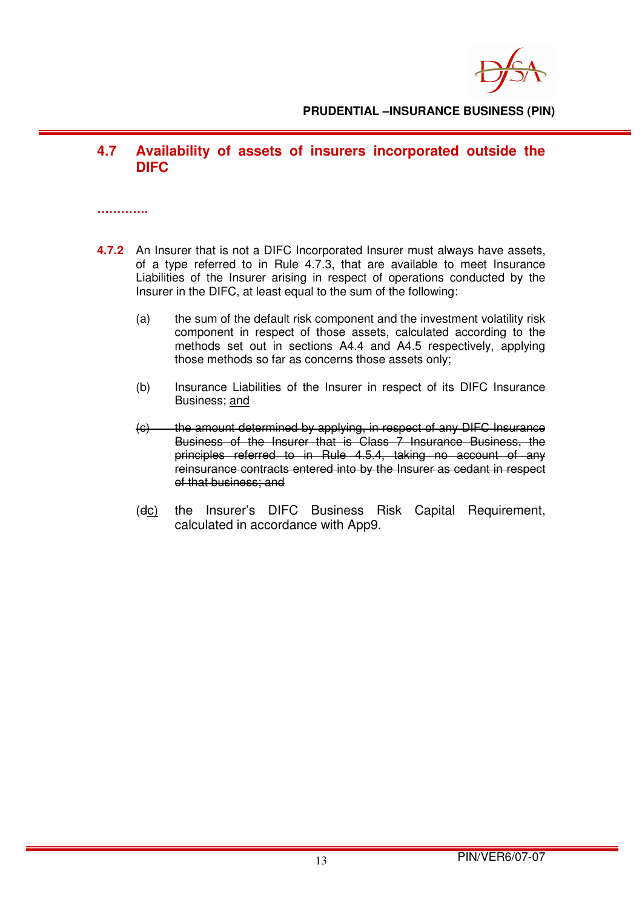## 4.7 Availability of assets of insurers incorporated outside the DIFC

…………

**4.7.2** An Insurer that is not a DIFC Incorporated Insurer must always have assets, of a type referred to in Rule 4.7.3, that are available to meet Insurance Liabilities of the Insurer arising in respect of operations conducted by the Insurer in the DIFC, at least equal to the sum of the following:

(a) the sum of the default risk component and the investment volatility risk component in respect of those assets, calculated according to the methods set out in sections A4.4 and A4.5 respectively, applying those methods so far as concerns those assets only;

(b) Insurance Liabilities of the Insurer in respect of its DIFC Insurance Business; <u>and</u>

~~(c) the amount determined by applying, in respect of any DIFC Insurance Business of the Insurer that is Class 7 Insurance Business, the principles referred to in Rule 4.5.4, taking no account of any reinsurance contracts entered into by the Insurer as cedant in respect of that business; and~~

(~~d~~<u>c)</u> the Insurer's DIFC Business Risk Capital Requirement, calculated in accordance with App9.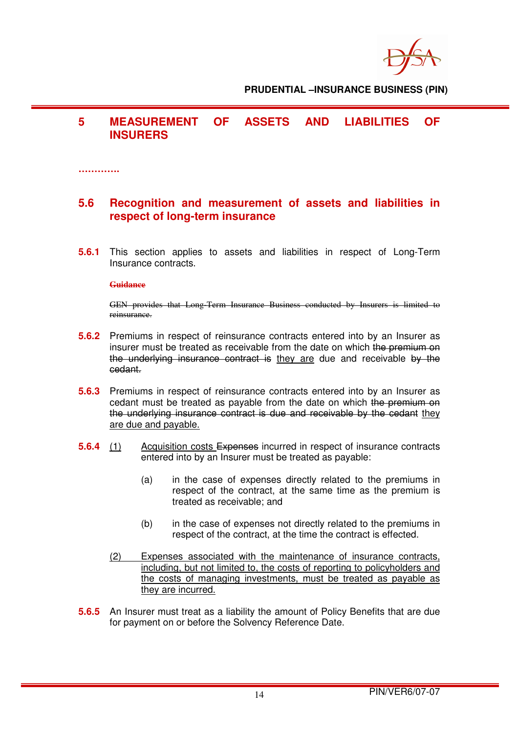## 5 MEASUREMENT OF ASSETS AND LIABILITIES OF INSURERS

…………

### 5.6 Recognition and measurement of assets and liabilities in respect of long-term insurance

**5.6.1** This section applies to assets and liabilities in respect of Long-Term Insurance contracts.

~~**Guidance**~~

~~GEN provides that Long-Term Insurance Business conducted by Insurers is limited to reinsurance.~~

**5.6.2** Premiums in respect of reinsurance contracts entered into by an Insurer as insurer must be treated as receivable from the date on which ~~the premium on the underlying insurance contract is~~ <u>they are</u> due and receivable ~~by the cedant.~~

**5.6.3** Premiums in respect of reinsurance contracts entered into by an Insurer as cedant must be treated as payable from the date on which ~~the premium on the underlying insurance contract is due and receivable by the cedant~~ <u>they are due and payable.</u>

**5.6.4** <u>(1)</u> <u>Acquisition costs</u> ~~Expenses~~ incurred in respect of insurance contracts entered into by an Insurer must be treated as payable:

(a) in the case of expenses directly related to the premiums in respect of the contract, at the same time as the premium is treated as receivable; and

(b) in the case of expenses not directly related to the premiums in respect of the contract, at the time the contract is effected.

<u>(2) Expenses associated with the maintenance of insurance contracts, including, but not limited to, the costs of reporting to policyholders and the costs of managing investments, must be treated as payable as they are incurred.</u>

**5.6.5** An Insurer must treat as a liability the amount of Policy Benefits that are due for payment on or before the Solvency Reference Date.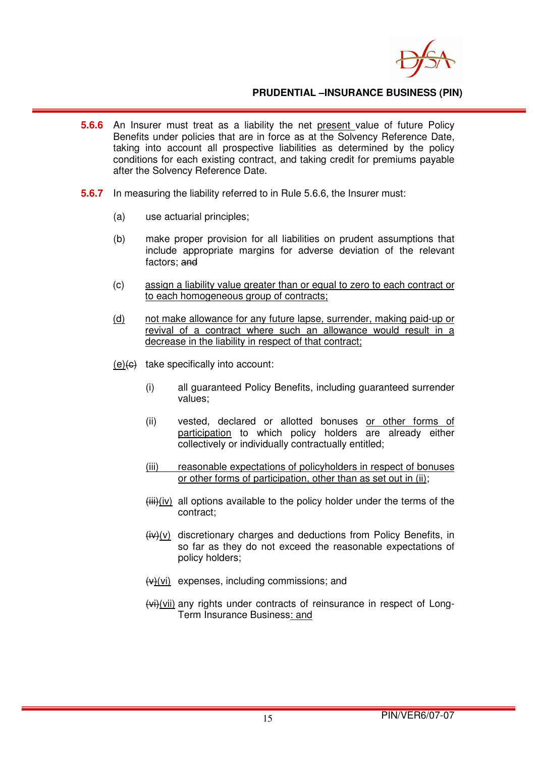**5.6.6** An Insurer must treat as a liability the net present value of future Policy Benefits under policies that are in force as at the Solvency Reference Date, taking into account all prospective liabilities as determined by the policy conditions for each existing contract, and taking credit for premiums payable after the Solvency Reference Date.

**5.6.7** In measuring the liability referred to in Rule 5.6.6, the Insurer must:

(a) use actuarial principles;

(b) make proper provision for all liabilities on prudent assumptions that include appropriate margins for adverse deviation of the relevant factors; ~~and~~

(c) assign a liability value greater than or equal to zero to each contract or to each homogeneous group of contracts;

(d) not make allowance for any future lapse, surrender, making paid-up or revival of a contract where such an allowance would result in a decrease in the liability in respect of that contract;

(e)~~(c)~~ take specifically into account:

(i) all guaranteed Policy Benefits, including guaranteed surrender values;

(ii) vested, declared or allotted bonuses or other forms of participation to which policy holders are already either collectively or individually contractually entitled;

(iii) reasonable expectations of policyholders in respect of bonuses or other forms of participation, other than as set out in (ii);

~~(iii)~~(iv) all options available to the policy holder under the terms of the contract;

~~(iv)~~(v) discretionary charges and deductions from Policy Benefits, in so far as they do not exceed the reasonable expectations of policy holders;

~~(v)~~(vi) expenses, including commissions; and

~~(vi)~~(vii) any rights under contracts of reinsurance in respect of Long-Term Insurance Business; and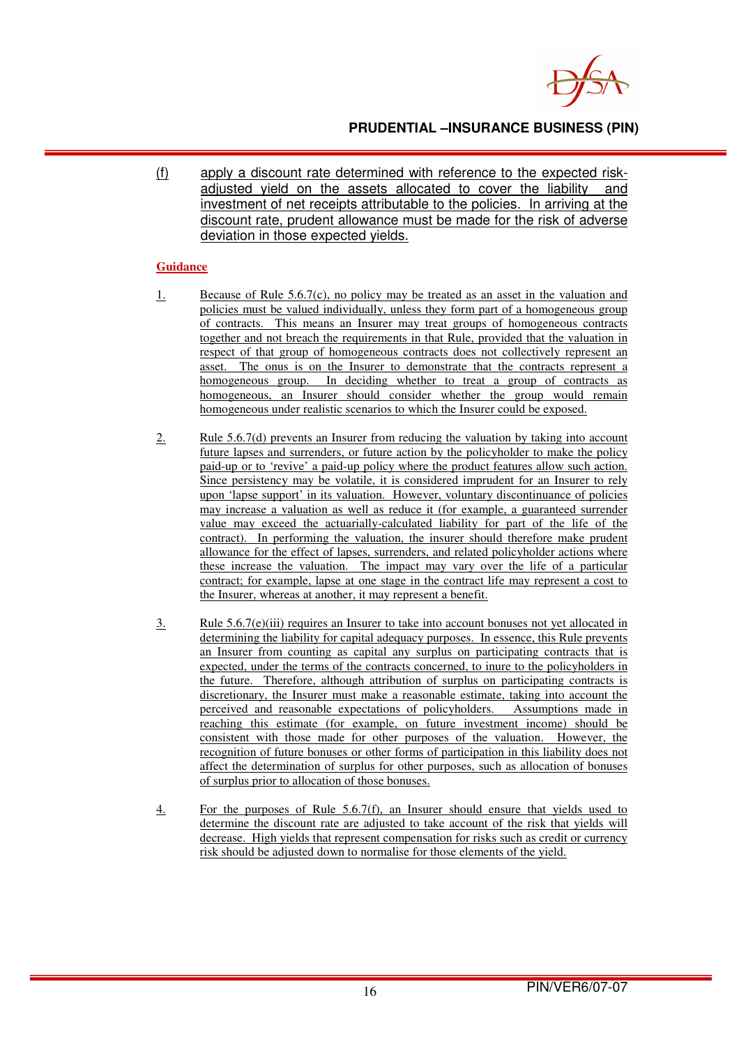(f) apply a discount rate determined with reference to the expected risk-adjusted yield on the assets allocated to cover the liability and investment of net receipts attributable to the policies. In arriving at the discount rate, prudent allowance must be made for the risk of adverse deviation in those expected yields.

**Guidance**

1. Because of Rule 5.6.7(c), no policy may be treated as an asset in the valuation and policies must be valued individually, unless they form part of a homogeneous group of contracts. This means an Insurer may treat groups of homogeneous contracts together and not breach the requirements in that Rule, provided that the valuation in respect of that group of homogeneous contracts does not collectively represent an asset. The onus is on the Insurer to demonstrate that the contracts represent a homogeneous group. In deciding whether to treat a group of contracts as homogeneous, an Insurer should consider whether the group would remain homogeneous under realistic scenarios to which the Insurer could be exposed.

2. Rule 5.6.7(d) prevents an Insurer from reducing the valuation by taking into account future lapses and surrenders, or future action by the policyholder to make the policy paid-up or to 'revive' a paid-up policy where the product features allow such action. Since persistency may be volatile, it is considered imprudent for an Insurer to rely upon 'lapse support' in its valuation. However, voluntary discontinuance of policies may increase a valuation as well as reduce it (for example, a guaranteed surrender value may exceed the actuarially-calculated liability for part of the life of the contract). In performing the valuation, the insurer should therefore make prudent allowance for the effect of lapses, surrenders, and related policyholder actions where these increase the valuation. The impact may vary over the life of a particular contract; for example, lapse at one stage in the contract life may represent a cost to the Insurer, whereas at another, it may represent a benefit.

3. Rule 5.6.7(e)(iii) requires an Insurer to take into account bonuses not yet allocated in determining the liability for capital adequacy purposes. In essence, this Rule prevents an Insurer from counting as capital any surplus on participating contracts that is expected, under the terms of the contracts concerned, to inure to the policyholders in the future. Therefore, although attribution of surplus on participating contracts is discretionary, the Insurer must make a reasonable estimate, taking into account the perceived and reasonable expectations of policyholders. Assumptions made in reaching this estimate (for example, on future investment income) should be consistent with those made for other purposes of the valuation. However, the recognition of future bonuses or other forms of participation in this liability does not affect the determination of surplus for other purposes, such as allocation of bonuses of surplus prior to allocation of those bonuses.

4. For the purposes of Rule 5.6.7(f), an Insurer should ensure that yields used to determine the discount rate are adjusted to take account of the risk that yields will decrease. High yields that represent compensation for risks such as credit or currency risk should be adjusted down to normalise for those elements of the yield.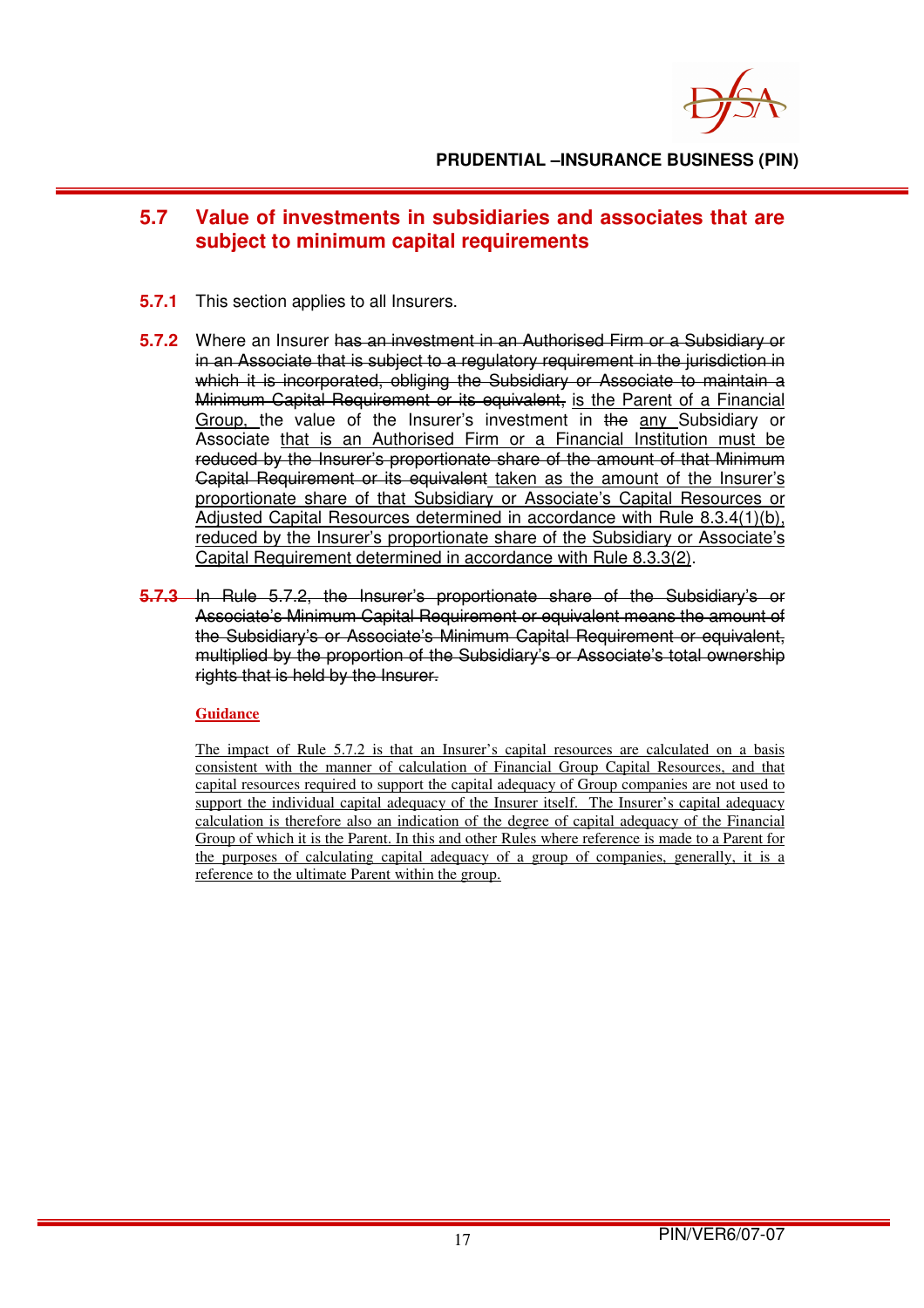## 5.7 Value of investments in subsidiaries and associates that are subject to minimum capital requirements

**5.7.1** This section applies to all Insurers.

**5.7.2** Where an Insurer ~~has an investment in an Authorised Firm or a Subsidiary or in an Associate that is subject to a regulatory requirement in the jurisdiction in which it is incorporated, obliging the Subsidiary or Associate to maintain a Minimum Capital Requirement or its equivalent,~~ <u>is the Parent of a Financial Group,</u> the value of the Insurer's investment in ~~the~~ <u>any</u> Subsidiary or Associate <u>that is an Authorised Firm or a Financial Institution</u> must be ~~reduced by the Insurer's proportionate share of the amount of that Minimum Capital Requirement or its equivalent~~ <u>taken as the amount of the Insurer's proportionate share of that Subsidiary or Associate's Capital Resources or Adjusted Capital Resources determined in accordance with Rule 8.3.4(1)(b), reduced by the Insurer's proportionate share of the Subsidiary or Associate's Capital Requirement determined in accordance with Rule 8.3.3(2)</u>.

~~**5.7.3** In Rule 5.7.2, the Insurer's proportionate share of the Subsidiary's or Associate's Minimum Capital Requirement or equivalent means the amount of the Subsidiary's or Associate's Minimum Capital Requirement or equivalent, multiplied by the proportion of the Subsidiary's or Associate's total ownership rights that is held by the Insurer.~~

<u>**Guidance**</u>

<u>The impact of Rule 5.7.2 is that an Insurer's capital resources are calculated on a basis consistent with the manner of calculation of Financial Group Capital Resources, and that capital resources required to support the capital adequacy of Group companies are not used to support the individual capital adequacy of the Insurer itself. The Insurer's capital adequacy calculation is therefore also an indication of the degree of capital adequacy of the Financial Group of which it is the Parent. In this and other Rules where reference is made to a Parent for the purposes of calculating capital adequacy of a group of companies, generally, it is a reference to the ultimate Parent within the group.</u>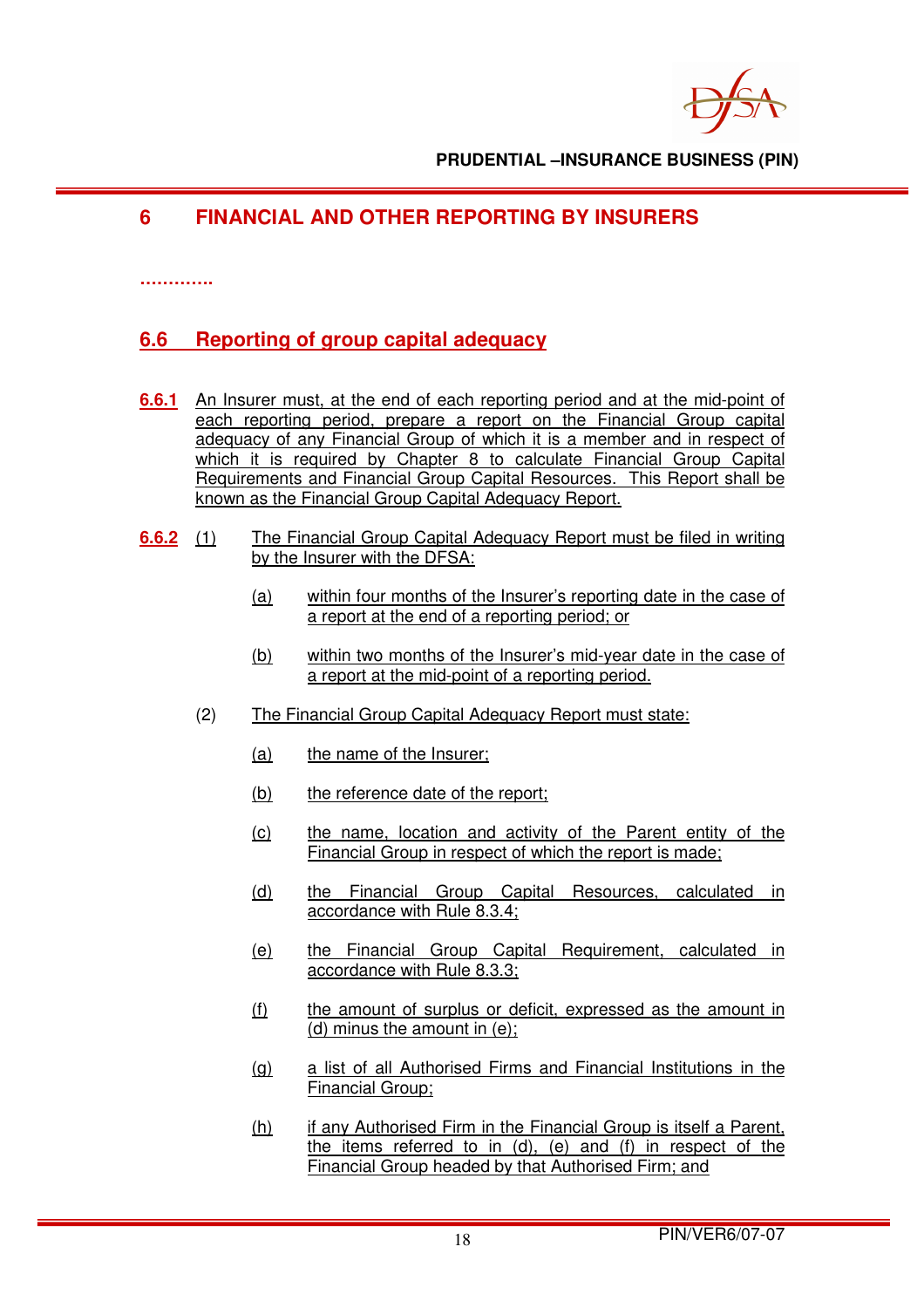# 6 FINANCIAL AND OTHER REPORTING BY INSURERS

…………

## 6.6 Reporting of group capital adequacy

**6.6.1** An Insurer must, at the end of each reporting period and at the mid-point of each reporting period, prepare a report on the Financial Group capital adequacy of any Financial Group of which it is a member and in respect of which it is required by Chapter 8 to calculate Financial Group Capital Requirements and Financial Group Capital Resources. This Report shall be known as the Financial Group Capital Adequacy Report.

**6.6.2** (1) The Financial Group Capital Adequacy Report must be filed in writing by the Insurer with the DFSA:

(a) within four months of the Insurer's reporting date in the case of a report at the end of a reporting period; or

(b) within two months of the Insurer's mid-year date in the case of a report at the mid-point of a reporting period.

(2) The Financial Group Capital Adequacy Report must state:

(a) the name of the Insurer;

(b) the reference date of the report;

(c) the name, location and activity of the Parent entity of the Financial Group in respect of which the report is made;

(d) the Financial Group Capital Resources, calculated in accordance with Rule 8.3.4;

(e) the Financial Group Capital Requirement, calculated in accordance with Rule 8.3.3;

(f) the amount of surplus or deficit, expressed as the amount in (d) minus the amount in (e);

(g) a list of all Authorised Firms and Financial Institutions in the Financial Group;

(h) if any Authorised Firm in the Financial Group is itself a Parent, the items referred to in (d), (e) and (f) in respect of the Financial Group headed by that Authorised Firm; and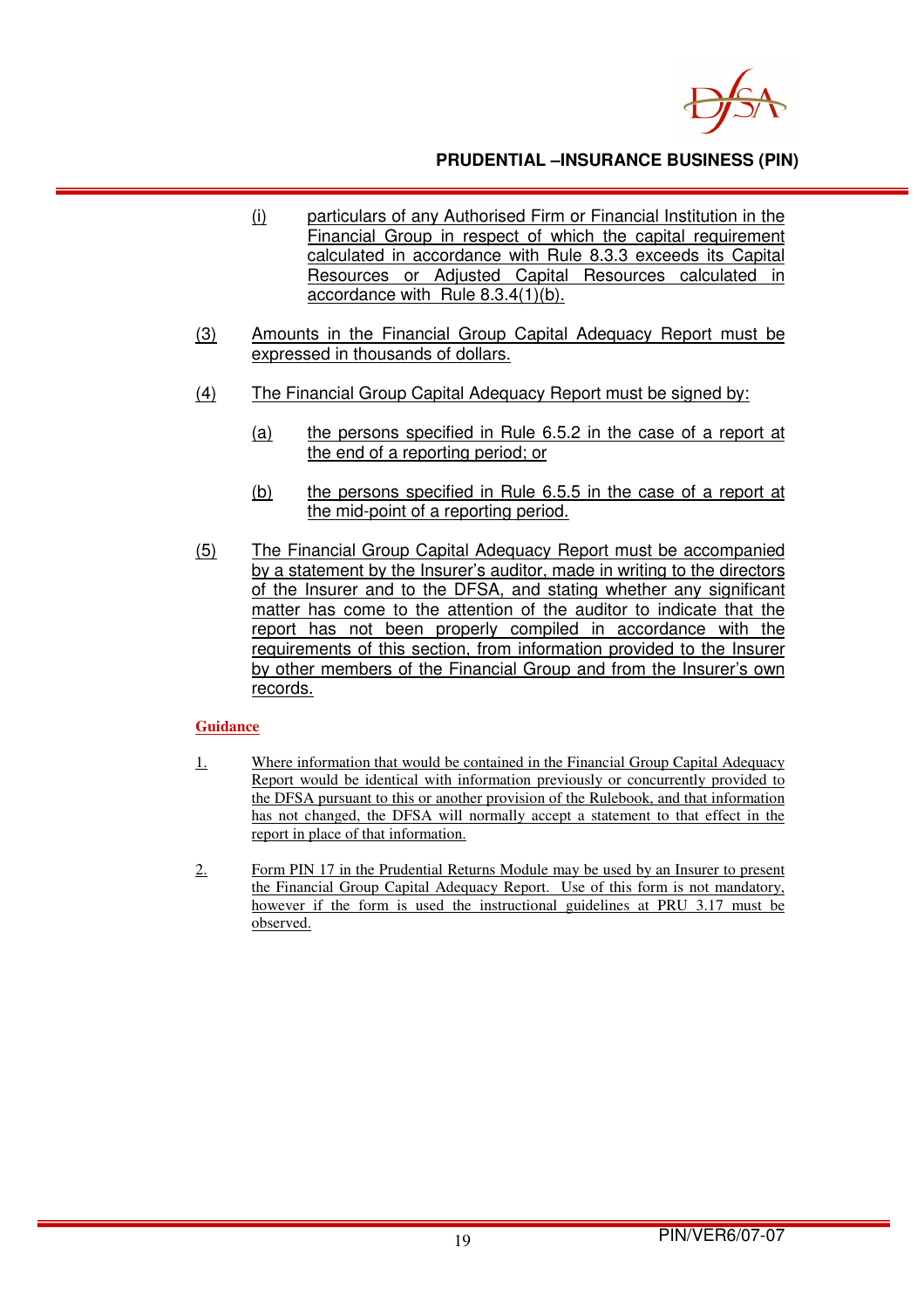(i) particulars of any Authorised Firm or Financial Institution in the Financial Group in respect of which the capital requirement calculated in accordance with Rule 8.3.3 exceeds its Capital Resources or Adjusted Capital Resources calculated in accordance with Rule 8.3.4(1)(b).

(3) Amounts in the Financial Group Capital Adequacy Report must be expressed in thousands of dollars.

(4) The Financial Group Capital Adequacy Report must be signed by:

(a) the persons specified in Rule 6.5.2 in the case of a report at the end of a reporting period; or

(b) the persons specified in Rule 6.5.5 in the case of a report at the mid-point of a reporting period.

(5) The Financial Group Capital Adequacy Report must be accompanied by a statement by the Insurer's auditor, made in writing to the directors of the Insurer and to the DFSA, and stating whether any significant matter has come to the attention of the auditor to indicate that the report has not been properly compiled in accordance with the requirements of this section, from information provided to the Insurer by other members of the Financial Group and from the Insurer's own records.

**Guidance**

1. Where information that would be contained in the Financial Group Capital Adequacy Report would be identical with information previously or concurrently provided to the DFSA pursuant to this or another provision of the Rulebook, and that information has not changed, the DFSA will normally accept a statement to that effect in the report in place of that information.

2. Form PIN 17 in the Prudential Returns Module may be used by an Insurer to present the Financial Group Capital Adequacy Report. Use of this form is not mandatory, however if the form is used the instructional guidelines at PRU 3.17 must be observed.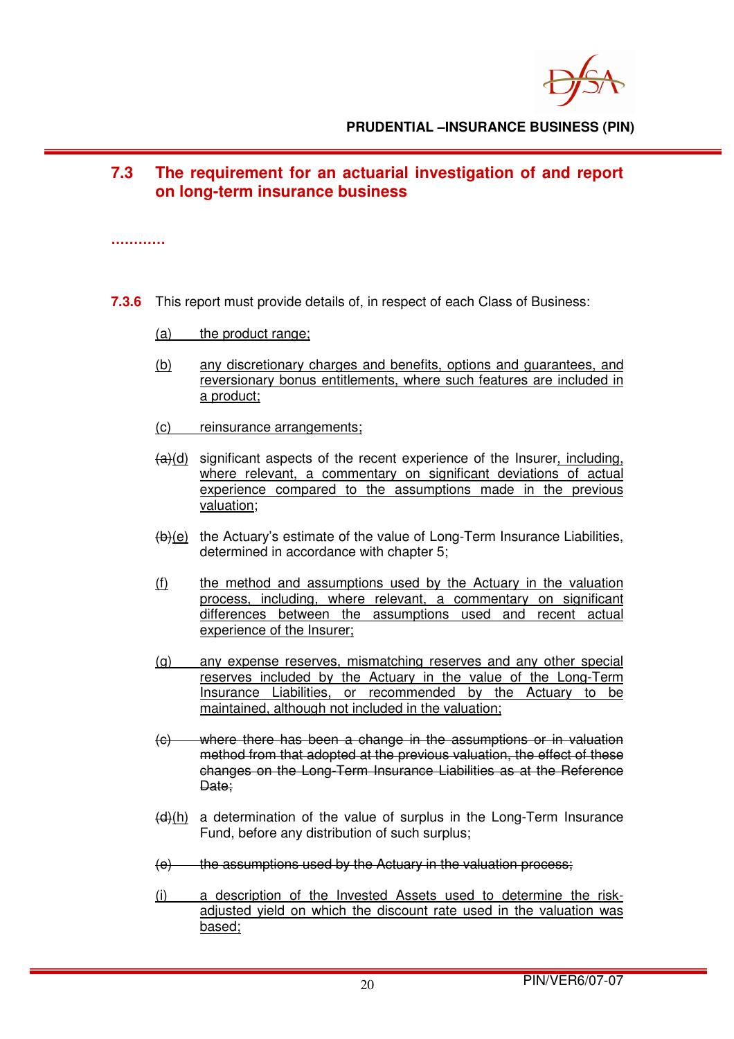## 7.3 The requirement for an actuarial investigation of and report on long-term insurance business

…………

**7.3.6** This report must provide details of, in respect of each Class of Business:

(a) the product range;

(b) any discretionary charges and benefits, options and guarantees, and reversionary bonus entitlements, where such features are included in a product;

(c) reinsurance arrangements;

~~(a)~~(d) significant aspects of the recent experience of the Insurer, including, where relevant, a commentary on significant deviations of actual experience compared to the assumptions made in the previous valuation;

~~(b)~~(e) the Actuary's estimate of the value of Long-Term Insurance Liabilities, determined in accordance with chapter 5;

(f) the method and assumptions used by the Actuary in the valuation process, including, where relevant, a commentary on significant differences between the assumptions used and recent actual experience of the Insurer;

(g) any expense reserves, mismatching reserves and any other special reserves included by the Actuary in the value of the Long-Term Insurance Liabilities, or recommended by the Actuary to be maintained, although not included in the valuation;

~~(c) where there has been a change in the assumptions or in valuation method from that adopted at the previous valuation, the effect of these changes on the Long-Term Insurance Liabilities as at the Reference Date;~~

~~(d)~~(h) a determination of the value of surplus in the Long-Term Insurance Fund, before any distribution of such surplus;

~~(e) the assumptions used by the Actuary in the valuation process;~~

(i) a description of the Invested Assets used to determine the risk-adjusted yield on which the discount rate used in the valuation was based;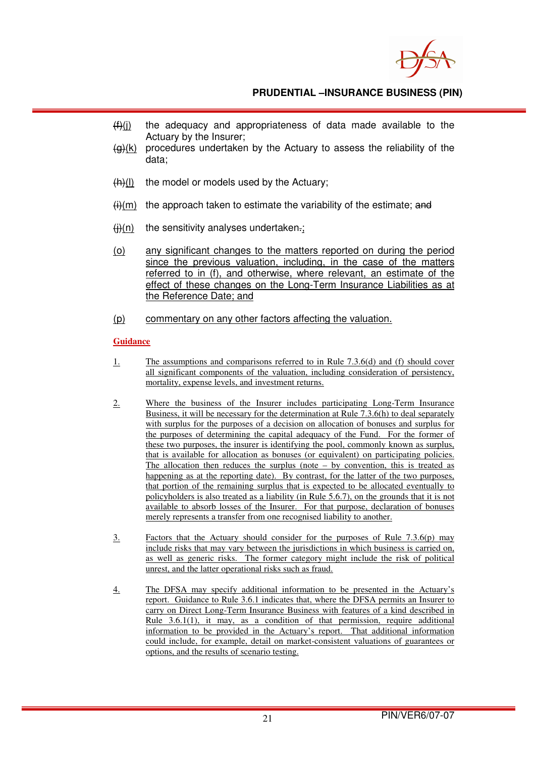~~(f)~~(j) the adequacy and appropriateness of data made available to the Actuary by the Insurer;

~~(g)~~(k) procedures undertaken by the Actuary to assess the reliability of the data;

~~(h)~~(l) the model or models used by the Actuary;

~~(i)~~(m) the approach taken to estimate the variability of the estimate; ~~and~~

~~(j)~~(n) the sensitivity analyses undertaken~~.~~;

(o) any significant changes to the matters reported on during the period since the previous valuation, including, in the case of the matters referred to in (f), and otherwise, where relevant, an estimate of the effect of these changes on the Long-Term Insurance Liabilities as at the Reference Date; and

(p) commentary on any other factors affecting the valuation.

**Guidance**

1. The assumptions and comparisons referred to in Rule 7.3.6(d) and (f) should cover all significant components of the valuation, including consideration of persistency, mortality, expense levels, and investment returns.

2. Where the business of the Insurer includes participating Long-Term Insurance Business, it will be necessary for the determination at Rule 7.3.6(h) to deal separately with surplus for the purposes of a decision on allocation of bonuses and surplus for the purposes of determining the capital adequacy of the Fund. For the former of these two purposes, the insurer is identifying the pool, commonly known as surplus, that is available for allocation as bonuses (or equivalent) on participating policies. The allocation then reduces the surplus (note – by convention, this is treated as happening as at the reporting date). By contrast, for the latter of the two purposes, that portion of the remaining surplus that is expected to be allocated eventually to policyholders is also treated as a liability (in Rule 5.6.7), on the grounds that it is not available to absorb losses of the Insurer. For that purpose, declaration of bonuses merely represents a transfer from one recognised liability to another.

3. Factors that the Actuary should consider for the purposes of Rule 7.3.6(p) may include risks that may vary between the jurisdictions in which business is carried on, as well as generic risks. The former category might include the risk of political unrest, and the latter operational risks such as fraud.

4. The DFSA may specify additional information to be presented in the Actuary's report. Guidance to Rule 3.6.1 indicates that, where the DFSA permits an Insurer to carry on Direct Long-Term Insurance Business with features of a kind described in Rule 3.6.1(1), it may, as a condition of that permission, require additional information to be provided in the Actuary's report. That additional information could include, for example, detail on market-consistent valuations of guarantees or options, and the results of scenario testing.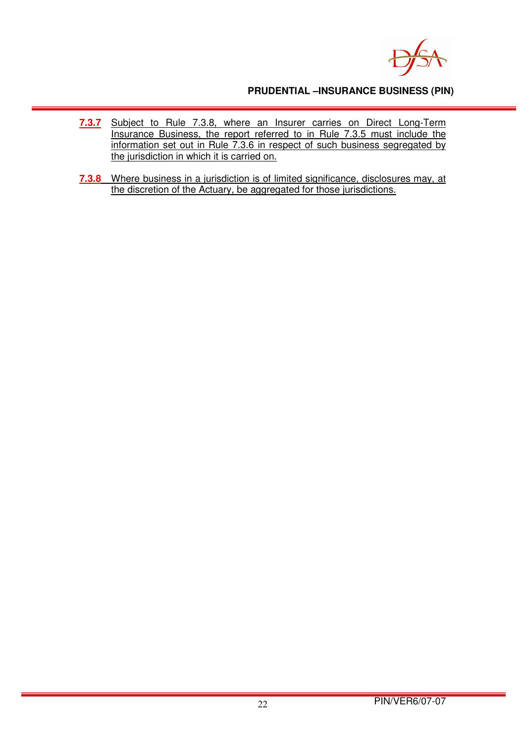**7.3.7** Subject to Rule 7.3.8, where an Insurer carries on Direct Long-Term Insurance Business, the report referred to in Rule 7.3.5 must include the information set out in Rule 7.3.6 in respect of such business segregated by the jurisdiction in which it is carried on.

**7.3.8** Where business in a jurisdiction is of limited significance, disclosures may, at the discretion of the Actuary, be aggregated for those jurisdictions.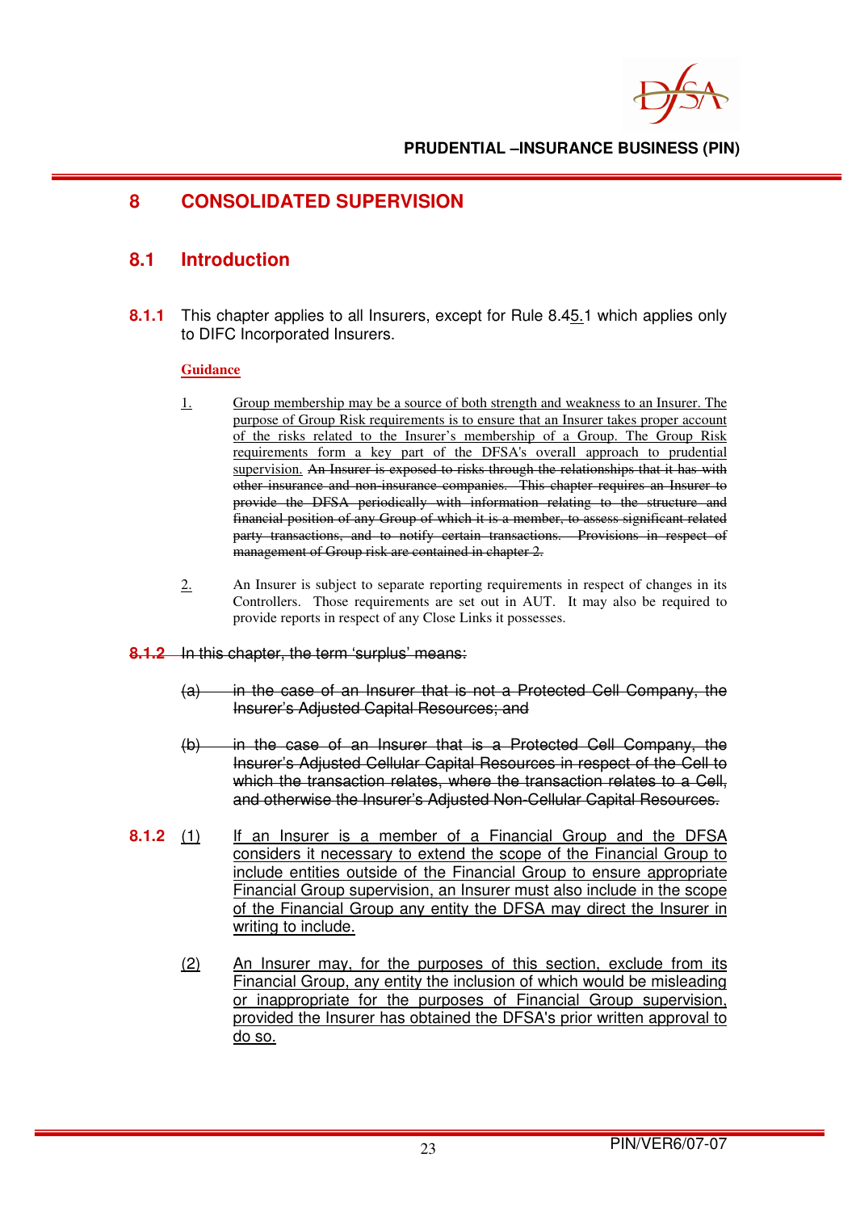# 8 CONSOLIDATED SUPERVISION

## 8.1 Introduction

**8.1.1** This chapter applies to all Insurers, except for Rule 8.45.1 which applies only to DIFC Incorporated Insurers.

**Guidance**

1. Group membership may be a source of both strength and weakness to an Insurer. The purpose of Group Risk requirements is to ensure that an Insurer takes proper account of the risks related to the Insurer's membership of a Group. The Group Risk requirements form a key part of the DFSA's overall approach to prudential supervision. ~~An Insurer is exposed to risks through the relationships that it has with other insurance and non-insurance companies. This chapter requires an Insurer to provide the DFSA periodically with information relating to the structure and financial position of any Group of which it is a member, to assess significant related party transactions, and to notify certain transactions. Provisions in respect of management of Group risk are contained in chapter 2.~~

2. An Insurer is subject to separate reporting requirements in respect of changes in its Controllers. Those requirements are set out in AUT. It may also be required to provide reports in respect of any Close Links it possesses.

~~**8.1.2** In this chapter, the term 'surplus' means:~~

~~(a) in the case of an Insurer that is not a Protected Cell Company, the Insurer's Adjusted Capital Resources; and~~

~~(b) in the case of an Insurer that is a Protected Cell Company, the Insurer's Adjusted Cellular Capital Resources in respect of the Cell to which the transaction relates, where the transaction relates to a Cell, and otherwise the Insurer's Adjusted Non-Cellular Capital Resources.~~

**8.1.2** (1) If an Insurer is a member of a Financial Group and the DFSA considers it necessary to extend the scope of the Financial Group to include entities outside of the Financial Group to ensure appropriate Financial Group supervision, an Insurer must also include in the scope of the Financial Group any entity the DFSA may direct the Insurer in writing to include.

(2) An Insurer may, for the purposes of this section, exclude from its Financial Group, any entity the inclusion of which would be misleading or inappropriate for the purposes of Financial Group supervision, provided the Insurer has obtained the DFSA's prior written approval to do so.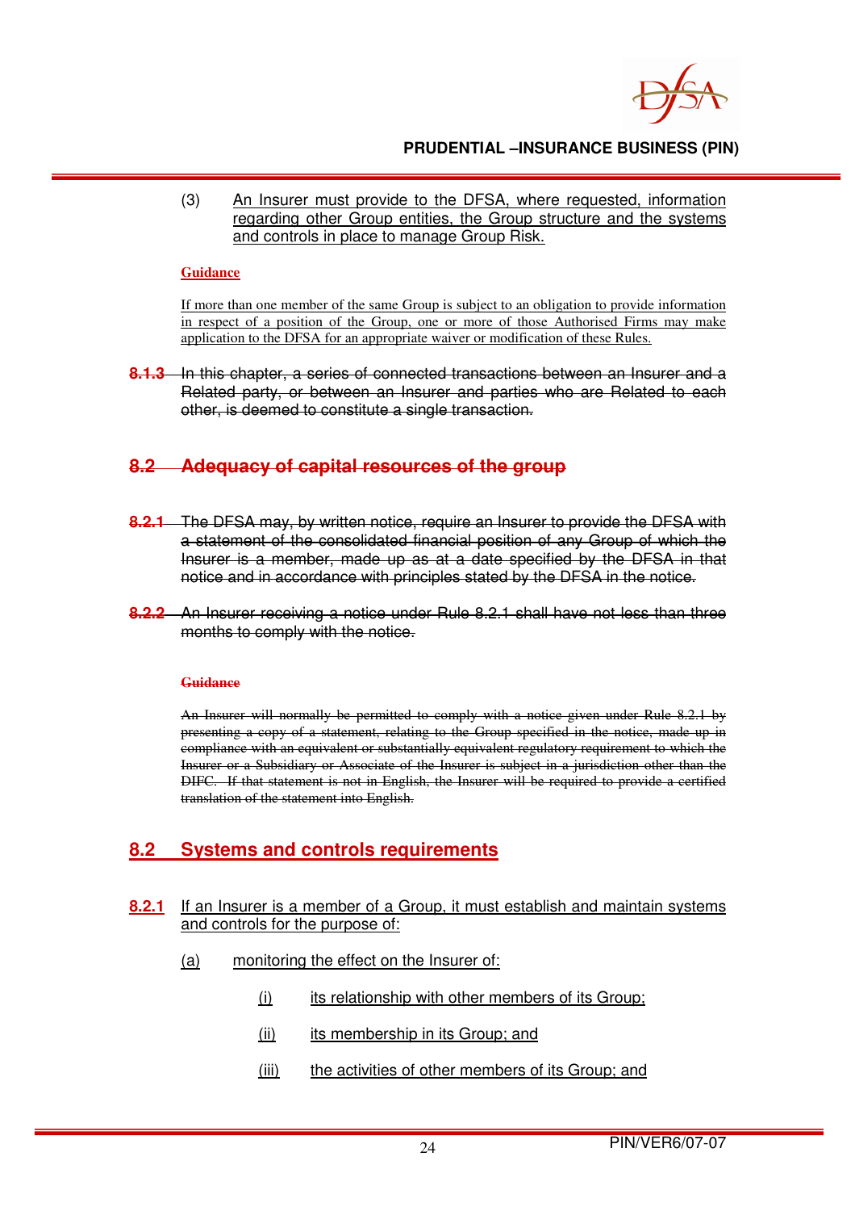(3) An Insurer must provide to the DFSA, where requested, information regarding other Group entities, the Group structure and the systems and controls in place to manage Group Risk.

**Guidance**

If more than one member of the same Group is subject to an obligation to provide information in respect of a position of the Group, one or more of those Authorised Firms may make application to the DFSA for an appropriate waiver or modification of these Rules.

~~**8.1.3** In this chapter, a series of connected transactions between an Insurer and a Related party, or between an Insurer and parties who are Related to each other, is deemed to constitute a single transaction.~~

## ~~8.2 Adequacy of capital resources of the group~~

~~**8.2.1** The DFSA may, by written notice, require an Insurer to provide the DFSA with a statement of the consolidated financial position of any Group of which the Insurer is a member, made up as at a date specified by the DFSA in that notice and in accordance with principles stated by the DFSA in the notice.~~

~~**8.2.2** An Insurer receiving a notice under Rule 8.2.1 shall have not less than three months to comply with the notice.~~

~~**Guidance**~~

~~An Insurer will normally be permitted to comply with a notice given under Rule 8.2.1 by presenting a copy of a statement, relating to the Group specified in the notice, made up in compliance with an equivalent or substantially equivalent regulatory requirement to which the Insurer or a Subsidiary or Associate of the Insurer is subject in a jurisdiction other than the DIFC. If that statement is not in English, the Insurer will be required to provide a certified translation of the statement into English.~~

## 8.2 Systems and controls requirements

**8.2.1** If an Insurer is a member of a Group, it must establish and maintain systems and controls for the purpose of:

(a) monitoring the effect on the Insurer of:

(i) its relationship with other members of its Group;

(ii) its membership in its Group; and

(iii) the activities of other members of its Group; and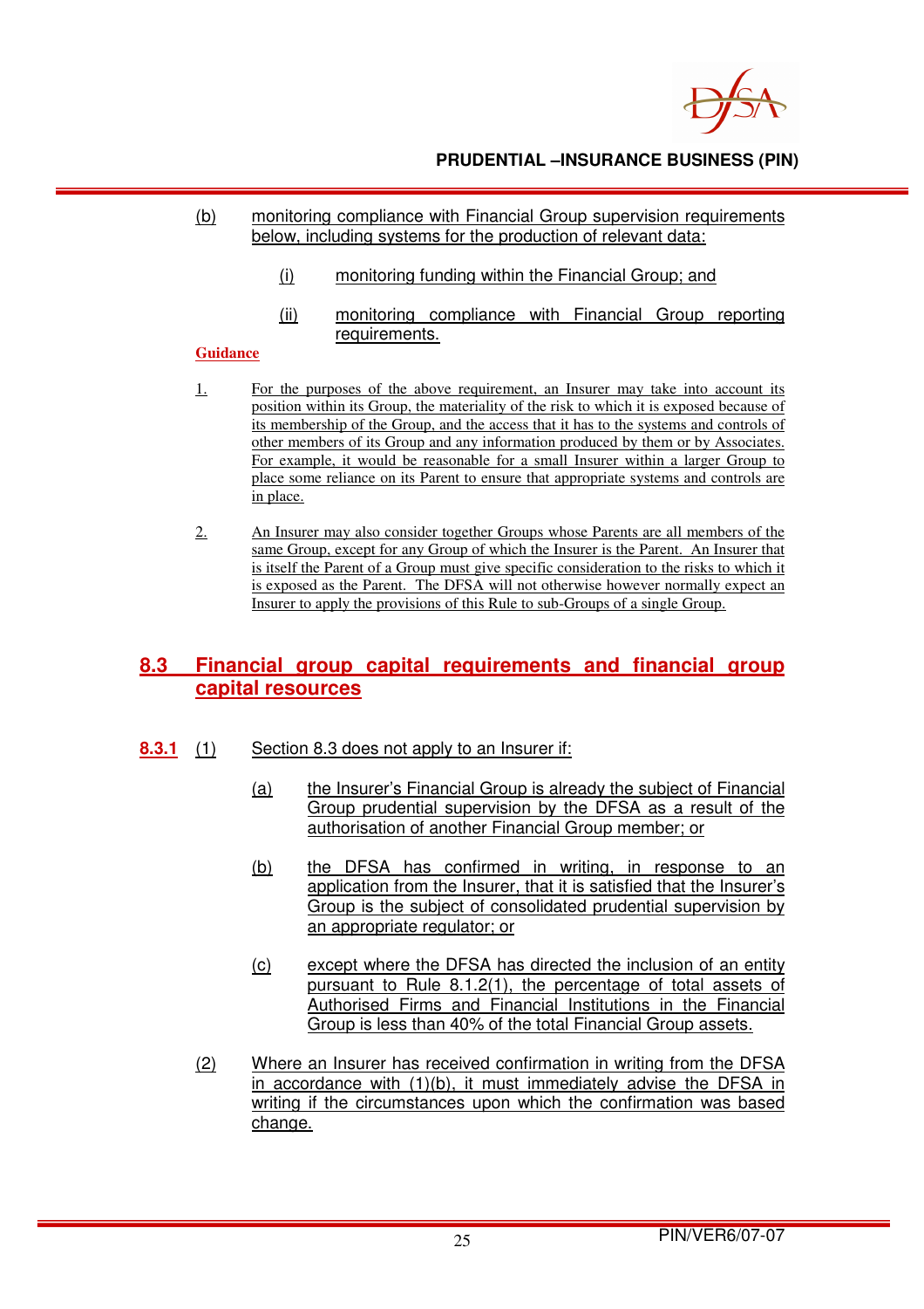(b) monitoring compliance with Financial Group supervision requirements below, including systems for the production of relevant data:

(i) monitoring funding within the Financial Group; and

(ii) monitoring compliance with Financial Group reporting requirements.

**Guidance**

1. For the purposes of the above requirement, an Insurer may take into account its position within its Group, the materiality of the risk to which it is exposed because of its membership of the Group, and the access that it has to the systems and controls of other members of its Group and any information produced by them or by Associates. For example, it would be reasonable for a small Insurer within a larger Group to place some reliance on its Parent to ensure that appropriate systems and controls are in place.

2. An Insurer may also consider together Groups whose Parents are all members of the same Group, except for any Group of which the Insurer is the Parent. An Insurer that is itself the Parent of a Group must give specific consideration to the risks to which it is exposed as the Parent. The DFSA will not otherwise however normally expect an Insurer to apply the provisions of this Rule to sub-Groups of a single Group.

## 8.3 Financial group capital requirements and financial group capital resources

**8.3.1** (1) Section 8.3 does not apply to an Insurer if:

(a) the Insurer's Financial Group is already the subject of Financial Group prudential supervision by the DFSA as a result of the authorisation of another Financial Group member; or

(b) the DFSA has confirmed in writing, in response to an application from the Insurer, that it is satisfied that the Insurer's Group is the subject of consolidated prudential supervision by an appropriate regulator; or

(c) except where the DFSA has directed the inclusion of an entity pursuant to Rule 8.1.2(1), the percentage of total assets of Authorised Firms and Financial Institutions in the Financial Group is less than 40% of the total Financial Group assets.

(2) Where an Insurer has received confirmation in writing from the DFSA in accordance with (1)(b), it must immediately advise the DFSA in writing if the circumstances upon which the confirmation was based change.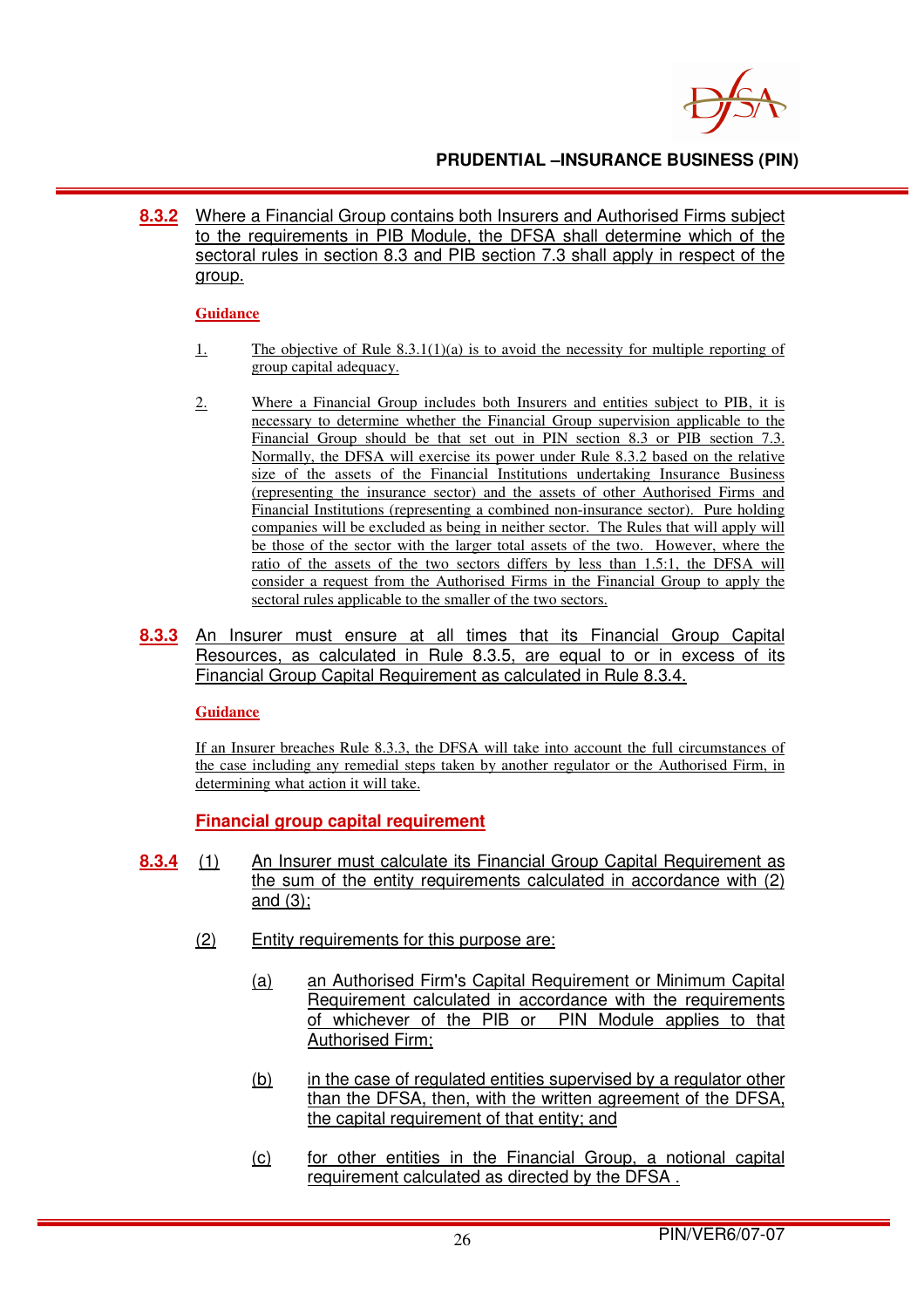**8.3.2** Where a Financial Group contains both Insurers and Authorised Firms subject to the requirements in PIB Module, the DFSA shall determine which of the sectoral rules in section 8.3 and PIB section 7.3 shall apply in respect of the group.

**Guidance**

1. The objective of Rule 8.3.1(1)(a) is to avoid the necessity for multiple reporting of group capital adequacy.

2. Where a Financial Group includes both Insurers and entities subject to PIB, it is necessary to determine whether the Financial Group supervision applicable to the Financial Group should be that set out in PIN section 8.3 or PIB section 7.3. Normally, the DFSA will exercise its power under Rule 8.3.2 based on the relative size of the assets of the Financial Institutions undertaking Insurance Business (representing the insurance sector) and the assets of other Authorised Firms and Financial Institutions (representing a combined non-insurance sector). Pure holding companies will be excluded as being in neither sector. The Rules that will apply will be those of the sector with the larger total assets of the two. However, where the ratio of the assets of the two sectors differs by less than 1.5:1, the DFSA will consider a request from the Authorised Firms in the Financial Group to apply the sectoral rules applicable to the smaller of the two sectors.

**8.3.3** An Insurer must ensure at all times that its Financial Group Capital Resources, as calculated in Rule 8.3.5, are equal to or in excess of its Financial Group Capital Requirement as calculated in Rule 8.3.4.

**Guidance**

If an Insurer breaches Rule 8.3.3, the DFSA will take into account the full circumstances of the case including any remedial steps taken by another regulator or the Authorised Firm, in determining what action it will take.

### Financial group capital requirement

**8.3.4** (1) An Insurer must calculate its Financial Group Capital Requirement as the sum of the entity requirements calculated in accordance with (2) and (3);

(2) Entity requirements for this purpose are:

(a) an Authorised Firm's Capital Requirement or Minimum Capital Requirement calculated in accordance with the requirements of whichever of the PIB or PIN Module applies to that Authorised Firm;

(b) in the case of regulated entities supervised by a regulator other than the DFSA, then, with the written agreement of the DFSA, the capital requirement of that entity; and

(c) for other entities in the Financial Group, a notional capital requirement calculated as directed by the DFSA .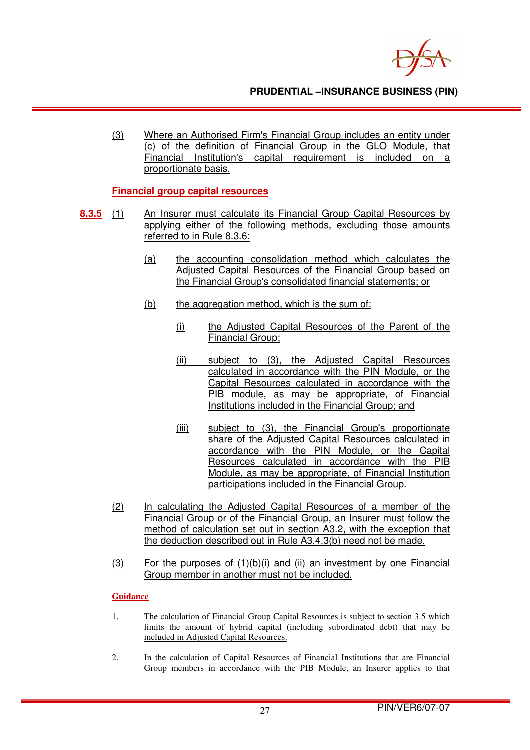(3) Where an Authorised Firm's Financial Group includes an entity under (c) of the definition of Financial Group in the GLO Module, that Financial Institution's capital requirement is included on a proportionate basis.

### Financial group capital resources

**8.3.5** (1) An Insurer must calculate its Financial Group Capital Resources by applying either of the following methods, excluding those amounts referred to in Rule 8.3.6:

(a) the accounting consolidation method which calculates the Adjusted Capital Resources of the Financial Group based on the Financial Group's consolidated financial statements; or

(b) the aggregation method, which is the sum of:

(i) the Adjusted Capital Resources of the Parent of the Financial Group;

(ii) subject to (3), the Adjusted Capital Resources calculated in accordance with the PIN Module, or the Capital Resources calculated in accordance with the PIB module, as may be appropriate, of Financial Institutions included in the Financial Group; and

(iii) subject to (3), the Financial Group's proportionate share of the Adjusted Capital Resources calculated in accordance with the PIN Module, or the Capital Resources calculated in accordance with the PIB Module, as may be appropriate, of Financial Institution participations included in the Financial Group.

(2) In calculating the Adjusted Capital Resources of a member of the Financial Group or of the Financial Group, an Insurer must follow the method of calculation set out in section A3.2, with the exception that the deduction described out in Rule A3.4.3(b) need not be made.

(3) For the purposes of (1)(b)(i) and (ii) an investment by one Financial Group member in another must not be included.

**Guidance**

1. The calculation of Financial Group Capital Resources is subject to section 3.5 which limits the amount of hybrid capital (including subordinated debt) that may be included in Adjusted Capital Resources.

2. In the calculation of Capital Resources of Financial Institutions that are Financial Group members in accordance with the PIB Module, an Insurer applies to that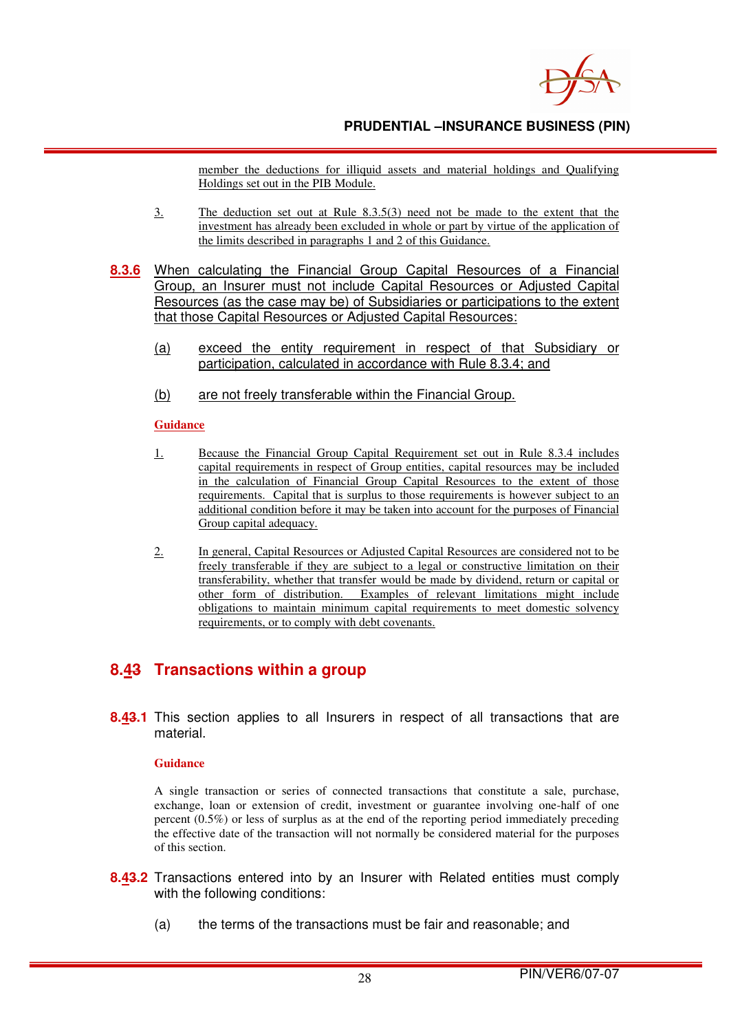member the deductions for illiquid assets and material holdings and Qualifying Holdings set out in the PIB Module.

3. The deduction set out at Rule 8.3.5(3) need not be made to the extent that the investment has already been excluded in whole or part by virtue of the application of the limits described in paragraphs 1 and 2 of this Guidance.

**8.3.6** When calculating the Financial Group Capital Resources of a Financial Group, an Insurer must not include Capital Resources or Adjusted Capital Resources (as the case may be) of Subsidiaries or participations to the extent that those Capital Resources or Adjusted Capital Resources:

(a) exceed the entity requirement in respect of that Subsidiary or participation, calculated in accordance with Rule 8.3.4; and

(b) are not freely transferable within the Financial Group.

**Guidance**

1. Because the Financial Group Capital Requirement set out in Rule 8.3.4 includes capital requirements in respect of Group entities, capital resources may be included in the calculation of Financial Group Capital Resources to the extent of those requirements. Capital that is surplus to those requirements is however subject to an additional condition before it may be taken into account for the purposes of Financial Group capital adequacy.

2. In general, Capital Resources or Adjusted Capital Resources are considered not to be freely transferable if they are subject to a legal or constructive limitation on their transferability, whether that transfer would be made by dividend, return or capital or other form of distribution. Examples of relevant limitations might include obligations to maintain minimum capital requirements to meet domestic solvency requirements, or to comply with debt covenants.

## 8.4~~3~~ Transactions within a group

**8.4~~3~~.1** This section applies to all Insurers in respect of all transactions that are material.

**Guidance**

A single transaction or series of connected transactions that constitute a sale, purchase, exchange, loan or extension of credit, investment or guarantee involving one-half of one percent (0.5%) or less of surplus as at the end of the reporting period immediately preceding the effective date of the transaction will not normally be considered material for the purposes of this section.

**8.4~~3~~.2** Transactions entered into by an Insurer with Related entities must comply with the following conditions:

(a) the terms of the transactions must be fair and reasonable; and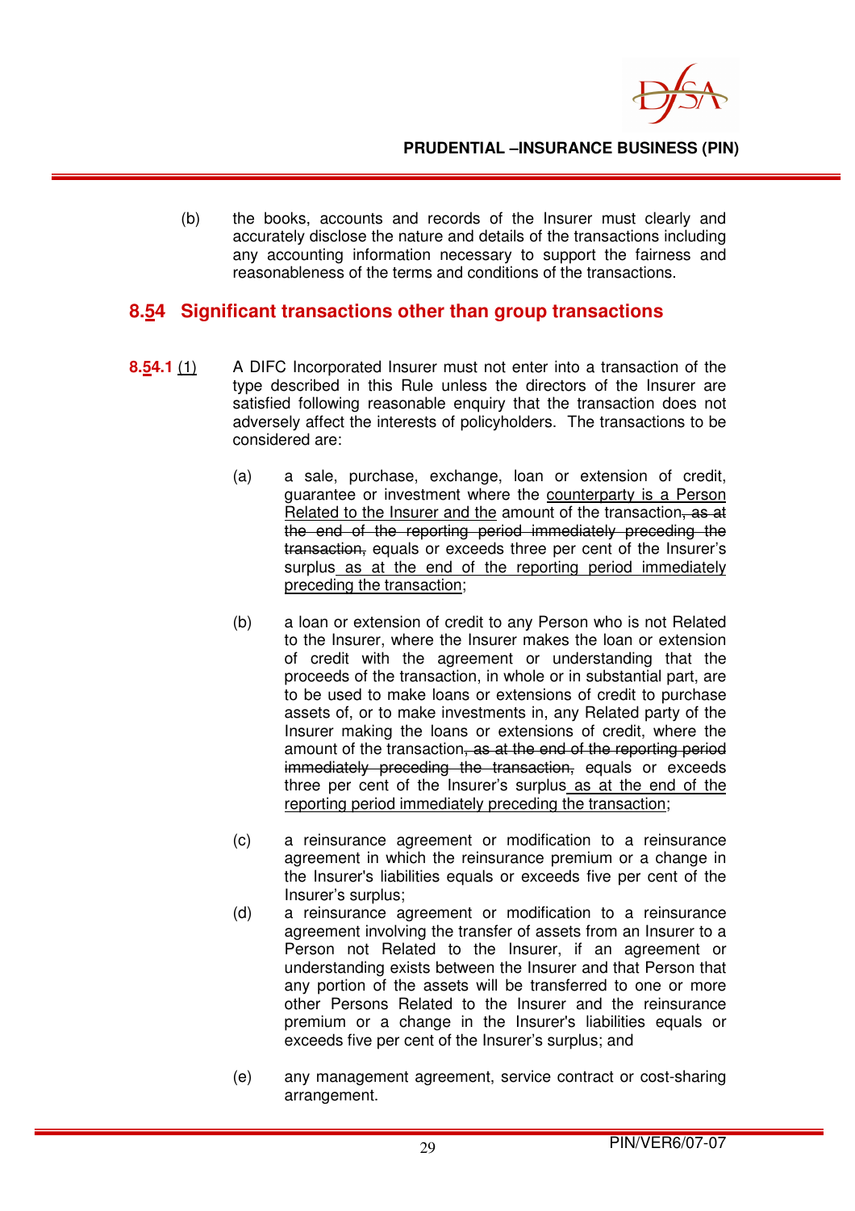(b) the books, accounts and records of the Insurer must clearly and accurately disclose the nature and details of the transactions including any accounting information necessary to support the fairness and reasonableness of the terms and conditions of the transactions.

## 8.54 Significant transactions other than group transactions

**8.54.1** (1) A DIFC Incorporated Insurer must not enter into a transaction of the type described in this Rule unless the directors of the Insurer are satisfied following reasonable enquiry that the transaction does not adversely affect the interests of policyholders. The transactions to be considered are:

(a) a sale, purchase, exchange, loan or extension of credit, guarantee or investment where the counterparty is a Person Related to the Insurer and the amount of the transaction~~, as at the end of the reporting period immediately preceding the transaction,~~ equals or exceeds three per cent of the Insurer's surplus as at the end of the reporting period immediately preceding the transaction;

(b) a loan or extension of credit to any Person who is not Related to the Insurer, where the Insurer makes the loan or extension of credit with the agreement or understanding that the proceeds of the transaction, in whole or in substantial part, are to be used to make loans or extensions of credit to purchase assets of, or to make investments in, any Related party of the Insurer making the loans or extensions of credit, where the amount of the transaction~~, as at the end of the reporting period immediately preceding the transaction,~~ equals or exceeds three per cent of the Insurer's surplus as at the end of the reporting period immediately preceding the transaction;

(c) a reinsurance agreement or modification to a reinsurance agreement in which the reinsurance premium or a change in the Insurer's liabilities equals or exceeds five per cent of the Insurer's surplus;

(d) a reinsurance agreement or modification to a reinsurance agreement involving the transfer of assets from an Insurer to a Person not Related to the Insurer, if an agreement or understanding exists between the Insurer and that Person that any portion of the assets will be transferred to one or more other Persons Related to the Insurer and the reinsurance premium or a change in the Insurer's liabilities equals or exceeds five per cent of the Insurer's surplus; and

(e) any management agreement, service contract or cost-sharing arrangement.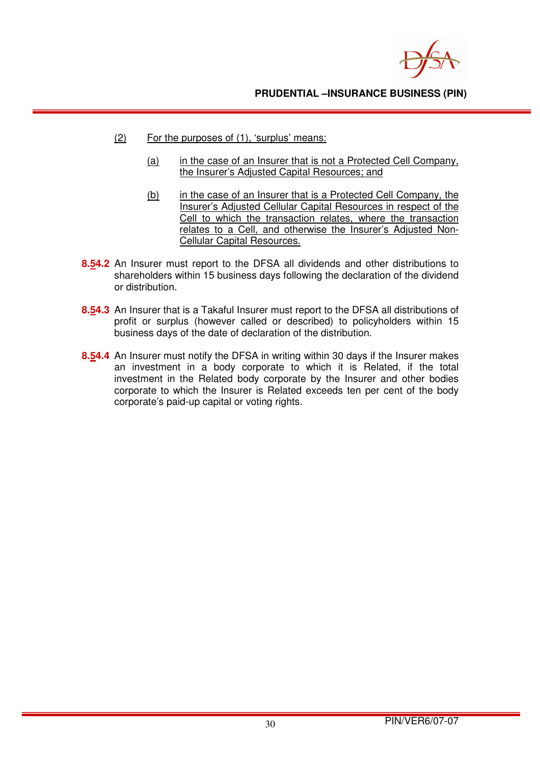(2) For the purposes of (1), 'surplus' means:

(a) in the case of an Insurer that is not a Protected Cell Company, the Insurer's Adjusted Capital Resources; and

(b) in the case of an Insurer that is a Protected Cell Company, the Insurer's Adjusted Cellular Capital Resources in respect of the Cell to which the transaction relates, where the transaction relates to a Cell, and otherwise the Insurer's Adjusted Non-Cellular Capital Resources.

**8.54.2** An Insurer must report to the DFSA all dividends and other distributions to shareholders within 15 business days following the declaration of the dividend or distribution.

**8.54.3** An Insurer that is a Takaful Insurer must report to the DFSA all distributions of profit or surplus (however called or described) to policyholders within 15 business days of the date of declaration of the distribution.

**8.54.4** An Insurer must notify the DFSA in writing within 30 days if the Insurer makes an investment in a body corporate to which it is Related, if the total investment in the Related body corporate by the Insurer and other bodies corporate to which the Insurer is Related exceeds ten per cent of the body corporate's paid-up capital or voting rights.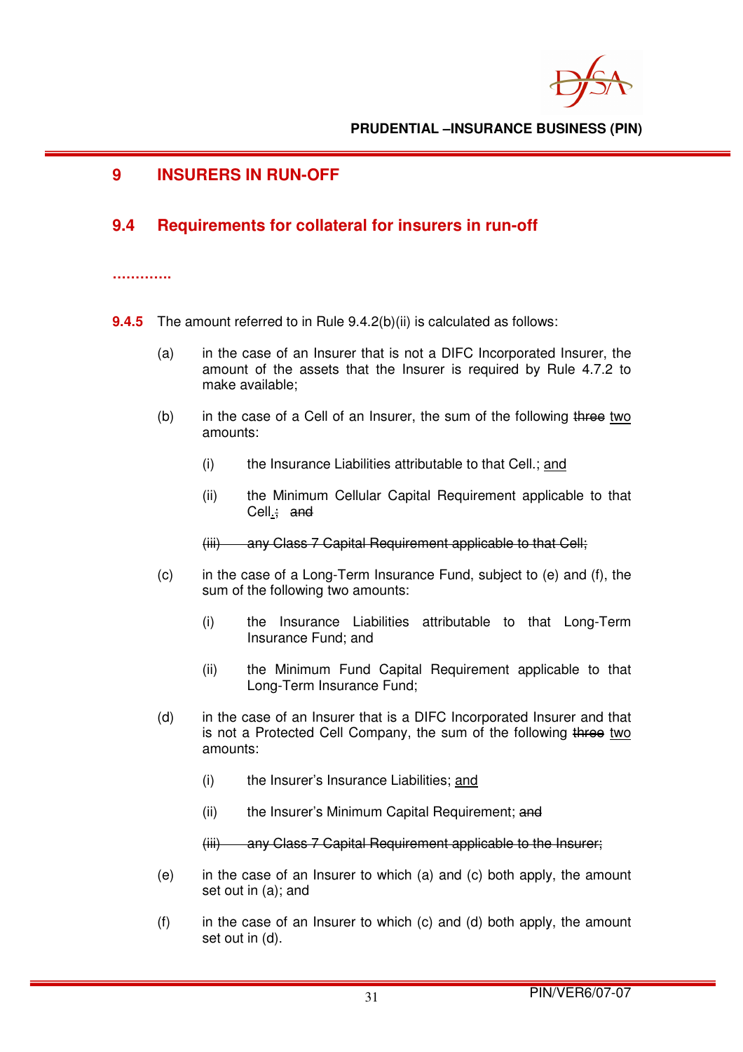# 9 INSERERS IN RUN-OFF

## 9.4 Requirements for collateral for insurers in run-off

............

**9.4.5** The amount referred to in Rule 9.4.2(b)(ii) is calculated as follows:

(a) in the case of an Insurer that is not a DIFC Incorporated Insurer, the amount of the assets that the Insurer is required by Rule 4.7.2 to make available;

(b) in the case of a Cell of an Insurer, the sum of the following ~~three~~ <u>two</u> amounts:

(i) the Insurance Liabilities attributable to that Cell.; <u>and</u>

(ii) the Minimum Cellular Capital Requirement applicable to that Cell<u>.</u>~~;~~ ~~and~~

~~(iii) any Class 7 Capital Requirement applicable to that Cell;~~

(c) in the case of a Long-Term Insurance Fund, subject to (e) and (f), the sum of the following two amounts:

(i) the Insurance Liabilities attributable to that Long-Term Insurance Fund; and

(ii) the Minimum Fund Capital Requirement applicable to that Long-Term Insurance Fund;

(d) in the case of an Insurer that is a DIFC Incorporated Insurer and that is not a Protected Cell Company, the sum of the following ~~three~~ <u>two</u> amounts:

(i) the Insurer's Insurance Liabilities; <u>and</u>

(ii) the Insurer's Minimum Capital Requirement; ~~and~~

~~(iii) any Class 7 Capital Requirement applicable to the Insurer;~~

(e) in the case of an Insurer to which (a) and (c) both apply, the amount set out in (a); and

(f) in the case of an Insurer to which (c) and (d) both apply, the amount set out in (d).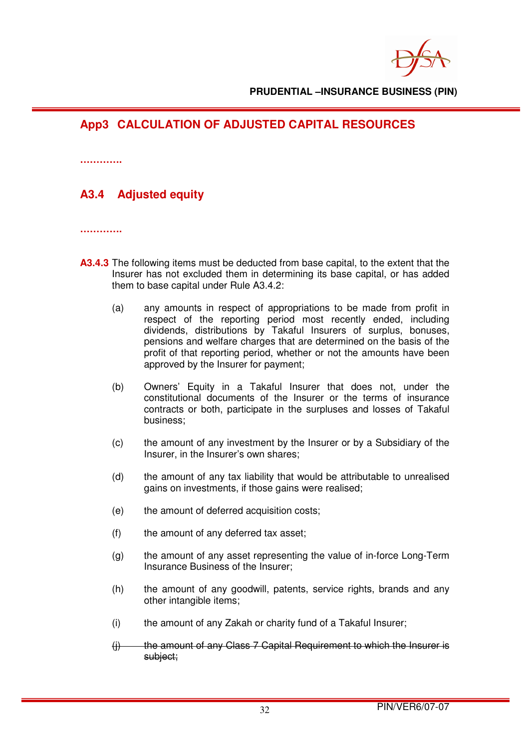## App3 CALCULATION OF ADJUSTED CAPITAL RESOURCES

…………

### A3.4 Adjusted equity

…………

**A3.4.3** The following items must be deducted from base capital, to the extent that the Insurer has not excluded them in determining its base capital, or has added them to base capital under Rule A3.4.2:

(a) any amounts in respect of appropriations to be made from profit in respect of the reporting period most recently ended, including dividends, distributions by Takaful Insurers of surplus, bonuses, pensions and welfare charges that are determined on the basis of the profit of that reporting period, whether or not the amounts have been approved by the Insurer for payment;

(b) Owners' Equity in a Takaful Insurer that does not, under the constitutional documents of the Insurer or the terms of insurance contracts or both, participate in the surpluses and losses of Takaful business;

(c) the amount of any investment by the Insurer or by a Subsidiary of the Insurer, in the Insurer's own shares;

(d) the amount of any tax liability that would be attributable to unrealised gains on investments, if those gains were realised;

(e) the amount of deferred acquisition costs;

(f) the amount of any deferred tax asset;

(g) the amount of any asset representing the value of in-force Long-Term Insurance Business of the Insurer;

(h) the amount of any goodwill, patents, service rights, brands and any other intangible items;

(i) the amount of any Zakah or charity fund of a Takaful Insurer;

~~(j) the amount of any Class 7 Capital Requirement to which the Insurer is subject;~~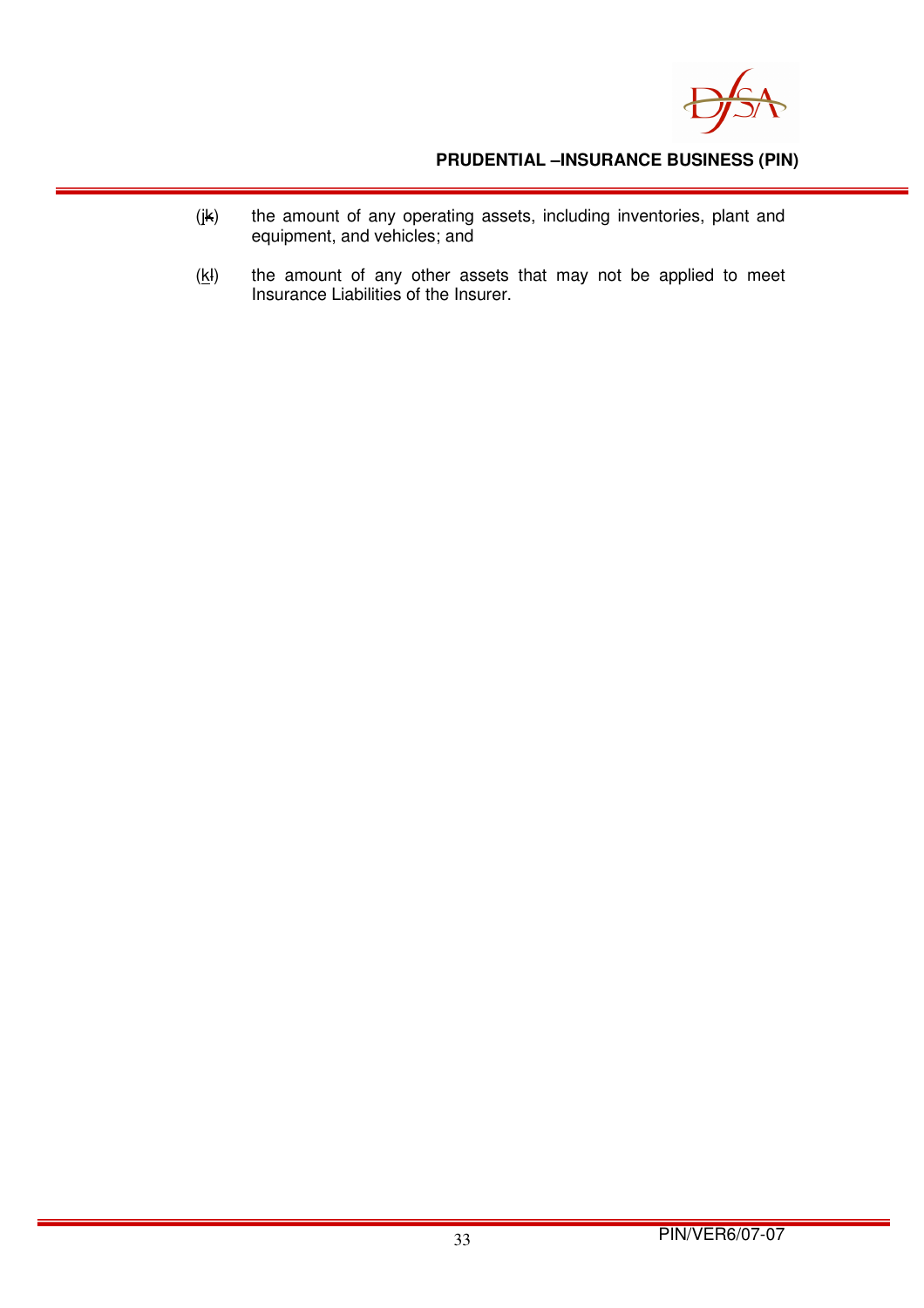(j~~k~~) the amount of any operating assets, including inventories, plant and equipment, and vehicles; and

(k~~l~~) the amount of any other assets that may not be applied to meet Insurance Liabilities of the Insurer.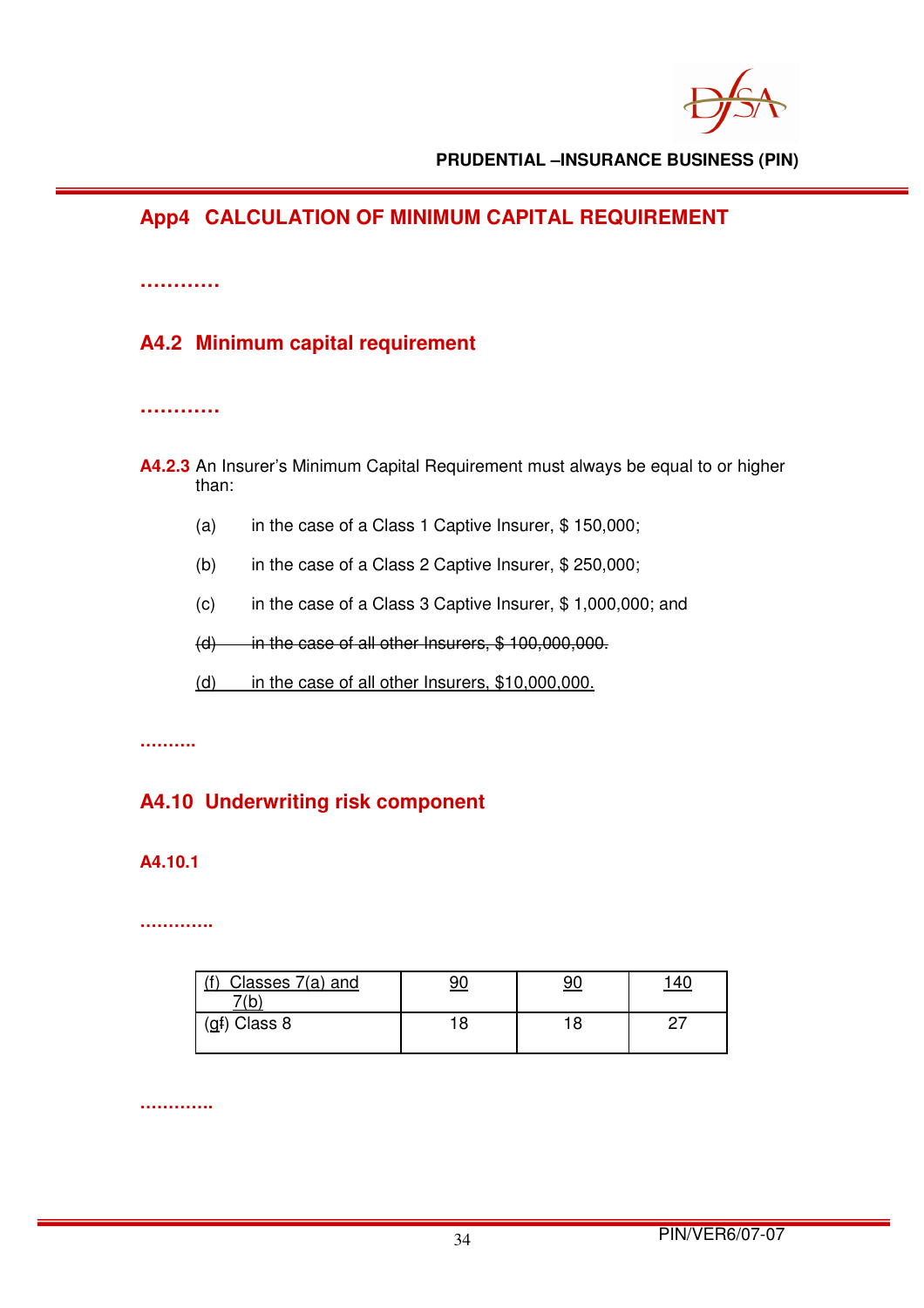## App4 CALCULATION OF MINIMUM CAPITAL REQUIREMENT

…………

### A4.2 Minimum capital requirement

…………

**A4.2.3** An Insurer's Minimum Capital Requirement must always be equal to or higher than:

(a) in the case of a Class 1 Captive Insurer, $ 150,000;

(b) in the case of a Class 2 Captive Insurer, $ 250,000;

(c) in the case of a Class 3 Captive Insurer, $ 1,000,000; and

~~(d) in the case of all other Insurers, $ 100,000,000.~~

<u>(d) in the case of all other Insurers, $10,000,000.</u>

……….

### A4.10 Underwriting risk component

**A4.10.1**

………….

| <u>(f) Classes 7(a) and 7(b)</u> | <u>90</u> | <u>90</u> | <u>140</u> |
|---|---|---|---|
| (<u>g</u>~~f~~) Class 8 | 18 | 18 | 27 |

………….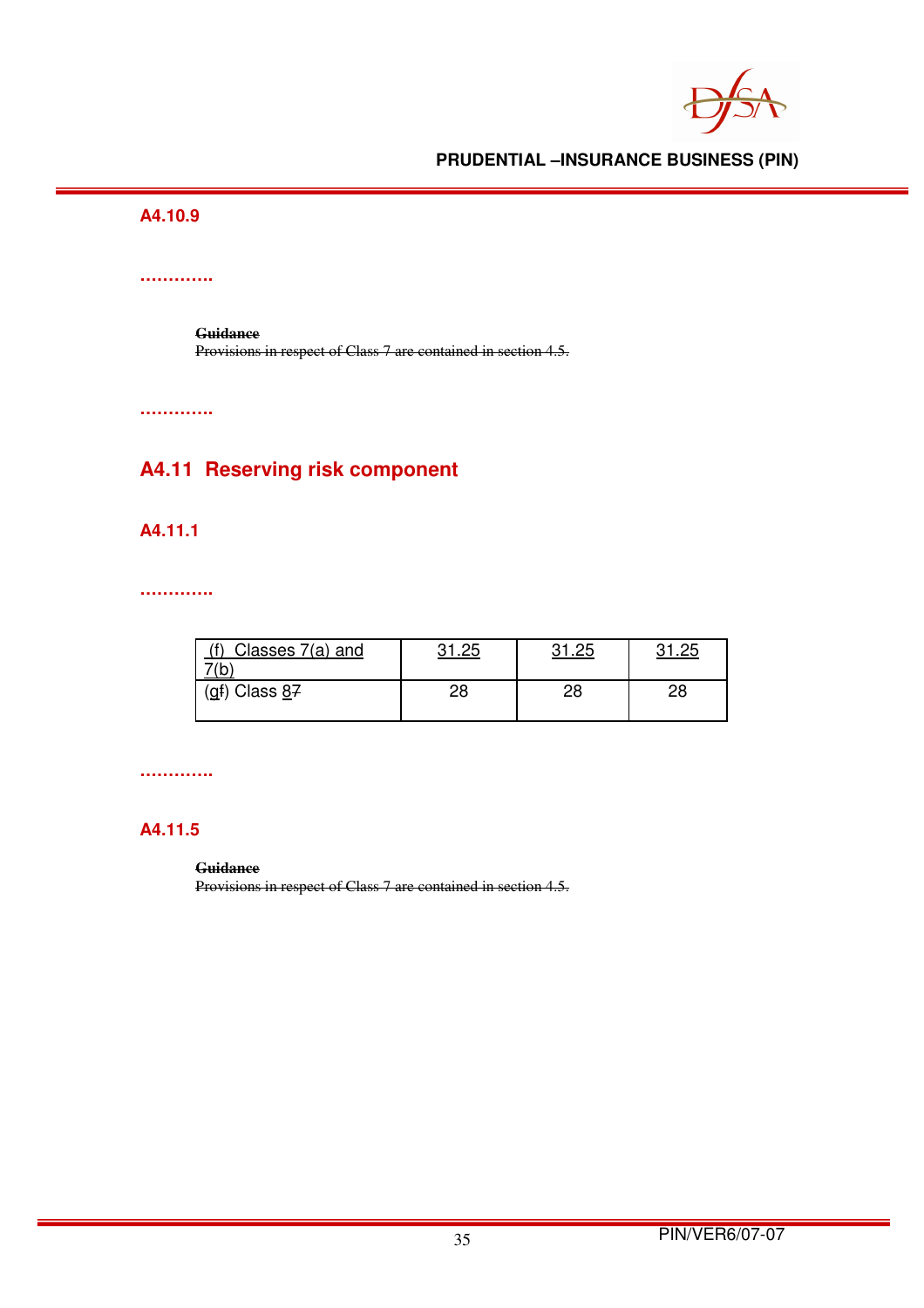**A4.10.9**

**………….**

~~**Guidance**~~
~~Provisions in respect of Class 7 are contained in section 4.5.~~

**………….**

## A4.11 Reserving risk component

**A4.11.1**

**………….**

| (f) Classes 7(a) and 7(b) | 31.25 | 31.25 | 31.25 |
|---|---|---|---|
| (g~~f~~) Class 8~~7~~ | 28 | 28 | 28 |

**………….**

**A4.11.5**

~~**Guidance**~~
~~Provisions in respect of Class 7 are contained in section 4.5.~~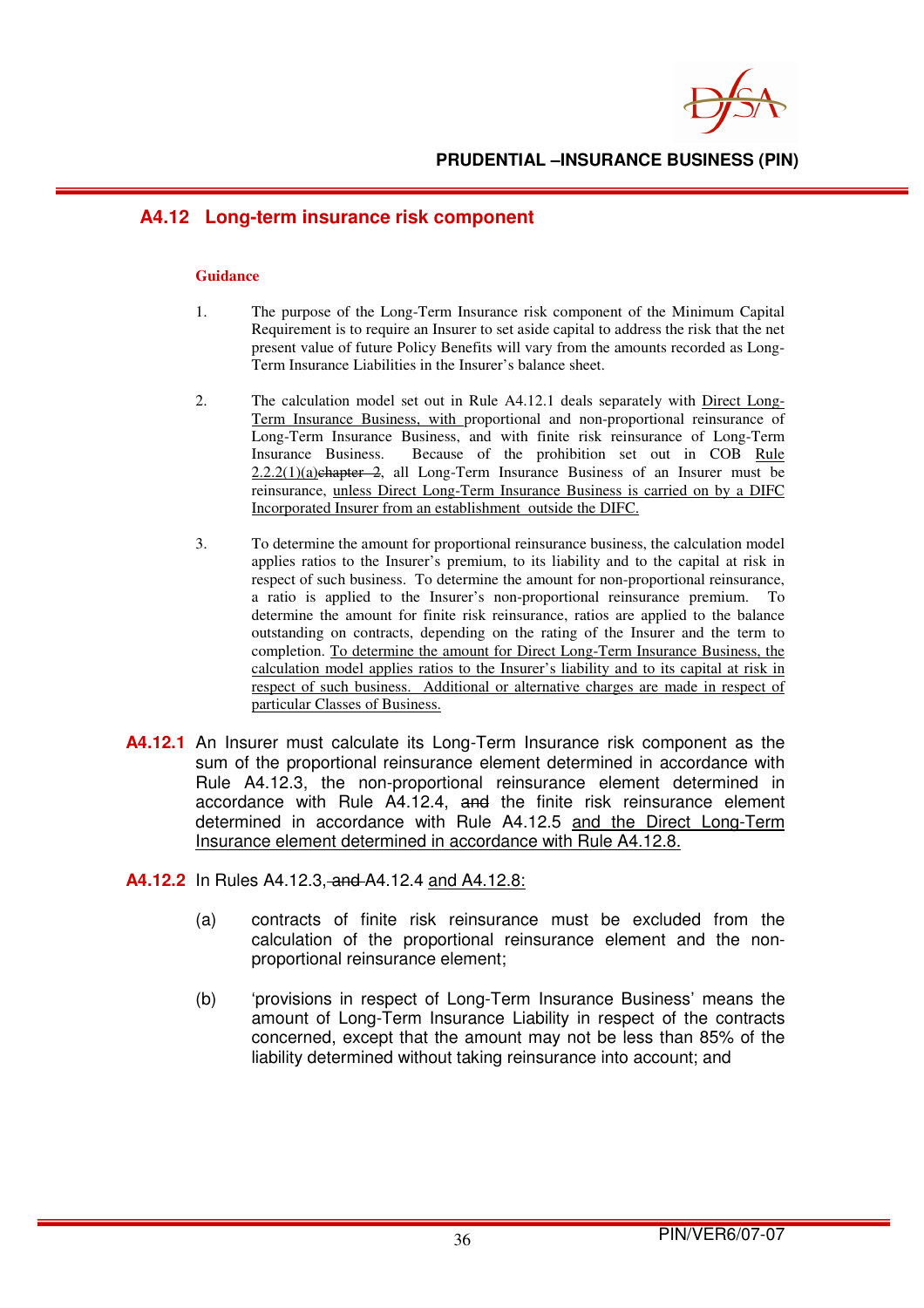## A4.12 Long-term insurance risk component

**Guidance**

1. The purpose of the Long-Term Insurance risk component of the Minimum Capital Requirement is to require an Insurer to set aside capital to address the risk that the net present value of future Policy Benefits will vary from the amounts recorded as Long-Term Insurance Liabilities in the Insurer's balance sheet.

2. The calculation model set out in Rule A4.12.1 deals separately with Direct Long-Term Insurance Business, with proportional and non-proportional reinsurance of Long-Term Insurance Business, and with finite risk reinsurance of Long-Term Insurance Business. Because of the prohibition set out in COB Rule 2.2.2(1)(a)~~chapter 2~~, all Long-Term Insurance Business of an Insurer must be reinsurance, unless Direct Long-Term Insurance Business is carried on by a DIFC Incorporated Insurer from an establishment outside the DIFC.

3. To determine the amount for proportional reinsurance business, the calculation model applies ratios to the Insurer's premium, to its liability and to the capital at risk in respect of such business. To determine the amount for non-proportional reinsurance, a ratio is applied to the Insurer's non-proportional reinsurance premium. To determine the amount for finite risk reinsurance, ratios are applied to the balance outstanding on contracts, depending on the rating of the Insurer and the term to completion. To determine the amount for Direct Long-Term Insurance Business, the calculation model applies ratios to the Insurer's liability and to its capital at risk in respect of such business. Additional or alternative charges are made in respect of particular Classes of Business.

**A4.12.1** An Insurer must calculate its Long-Term Insurance risk component as the sum of the proportional reinsurance element determined in accordance with Rule A4.12.3, the non-proportional reinsurance element determined in accordance with Rule A4.12.4, ~~and~~ the finite risk reinsurance element determined in accordance with Rule A4.12.5 and the Direct Long-Term Insurance element determined in accordance with Rule A4.12.8.

**A4.12.2** In Rules A4.12.3, ~~and~~ A4.12.4 and A4.12.8:

(a) contracts of finite risk reinsurance must be excluded from the calculation of the proportional reinsurance element and the non-proportional reinsurance element;

(b) 'provisions in respect of Long-Term Insurance Business' means the amount of Long-Term Insurance Liability in respect of the contracts concerned, except that the amount may not be less than 85% of the liability determined without taking reinsurance into account; and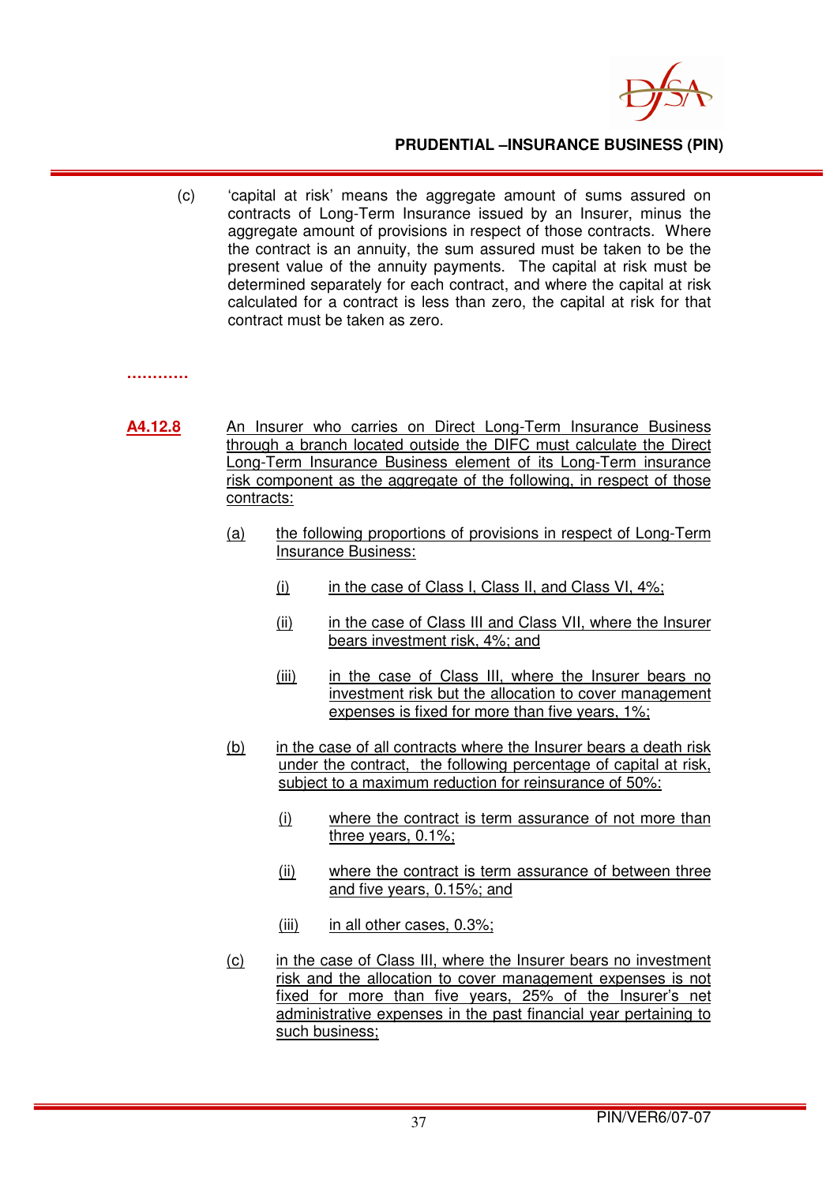(c) 'capital at risk' means the aggregate amount of sums assured on contracts of Long-Term Insurance issued by an Insurer, minus the aggregate amount of provisions in respect of those contracts. Where the contract is an annuity, the sum assured must be taken to be the present value of the annuity payments. The capital at risk must be determined separately for each contract, and where the capital at risk calculated for a contract is less than zero, the capital at risk for that contract must be taken as zero.

…………

**A4.12.8** An Insurer who carries on Direct Long-Term Insurance Business through a branch located outside the DIFC must calculate the Direct Long-Term Insurance Business element of its Long-Term insurance risk component as the aggregate of the following, in respect of those contracts:

(a) the following proportions of provisions in respect of Long-Term Insurance Business:

(i) in the case of Class I, Class II, and Class VI, 4%;

(ii) in the case of Class III and Class VII, where the Insurer bears investment risk, 4%; and

(iii) in the case of Class III, where the Insurer bears no investment risk but the allocation to cover management expenses is fixed for more than five years, 1%;

(b) in the case of all contracts where the Insurer bears a death risk under the contract, the following percentage of capital at risk, subject to a maximum reduction for reinsurance of 50%:

(i) where the contract is term assurance of not more than three years, 0.1%;

(ii) where the contract is term assurance of between three and five years, 0.15%; and

(iii) in all other cases, 0.3%;

(c) in the case of Class III, where the Insurer bears no investment risk and the allocation to cover management expenses is not fixed for more than five years, 25% of the Insurer's net administrative expenses in the past financial year pertaining to such business;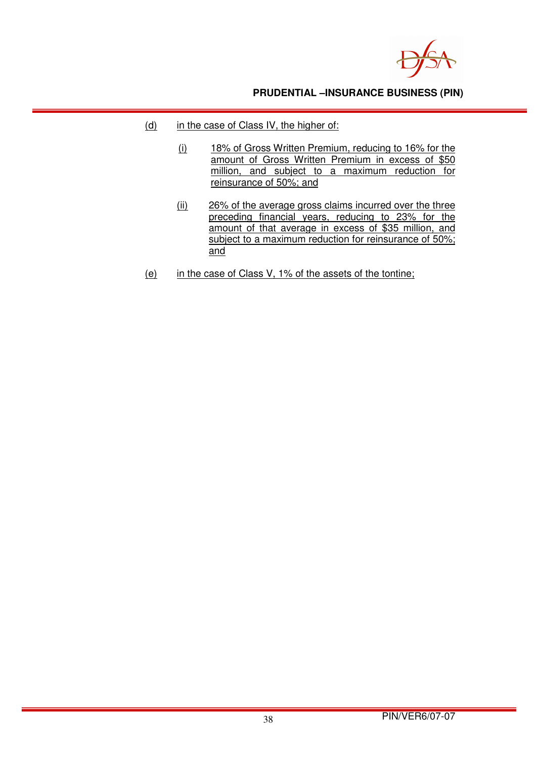(d) in the case of Class IV, the higher of:

  (i) 18% of Gross Written Premium, reducing to 16% for the amount of Gross Written Premium in excess of $50 million, and subject to a maximum reduction for reinsurance of 50%; and

  (ii) 26% of the average gross claims incurred over the three preceding financial years, reducing to 23% for the amount of that average in excess of $35 million, and subject to a maximum reduction for reinsurance of 50%; and

(e) in the case of Class V, 1% of the assets of the tontine;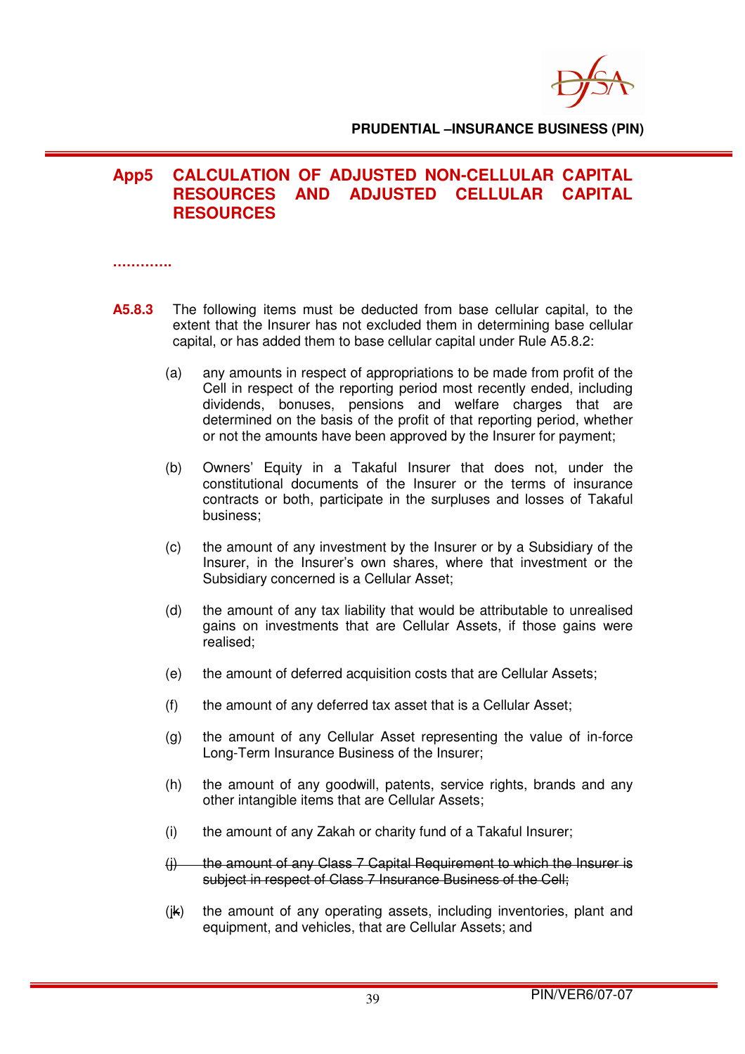## App5 CALCULATION OF ADJUSTED NON-CELLULAR CAPITAL RESOURCES AND ADJUSTED CELLULAR CAPITAL RESOURCES

…………

**A5.8.3** The following items must be deducted from base cellular capital, to the extent that the Insurer has not excluded them in determining base cellular capital, or has added them to base cellular capital under Rule A5.8.2:

(a) any amounts in respect of appropriations to be made from profit of the Cell in respect of the reporting period most recently ended, including dividends, bonuses, pensions and welfare charges that are determined on the basis of the profit of that reporting period, whether or not the amounts have been approved by the Insurer for payment;

(b) Owners' Equity in a Takaful Insurer that does not, under the constitutional documents of the Insurer or the terms of insurance contracts or both, participate in the surpluses and losses of Takaful business;

(c) the amount of any investment by the Insurer or by a Subsidiary of the Insurer, in the Insurer's own shares, where that investment or the Subsidiary concerned is a Cellular Asset;

(d) the amount of any tax liability that would be attributable to unrealised gains on investments that are Cellular Assets, if those gains were realised;

(e) the amount of deferred acquisition costs that are Cellular Assets;

(f) the amount of any deferred tax asset that is a Cellular Asset;

(g) the amount of any Cellular Asset representing the value of in-force Long-Term Insurance Business of the Insurer;

(h) the amount of any goodwill, patents, service rights, brands and any other intangible items that are Cellular Assets;

(i) the amount of any Zakah or charity fund of a Takaful Insurer;

~~(j) the amount of any Class 7 Capital Requirement to which the Insurer is subject in respect of Class 7 Insurance Business of the Cell;~~

(j~~k~~) the amount of any operating assets, including inventories, plant and equipment, and vehicles, that are Cellular Assets; and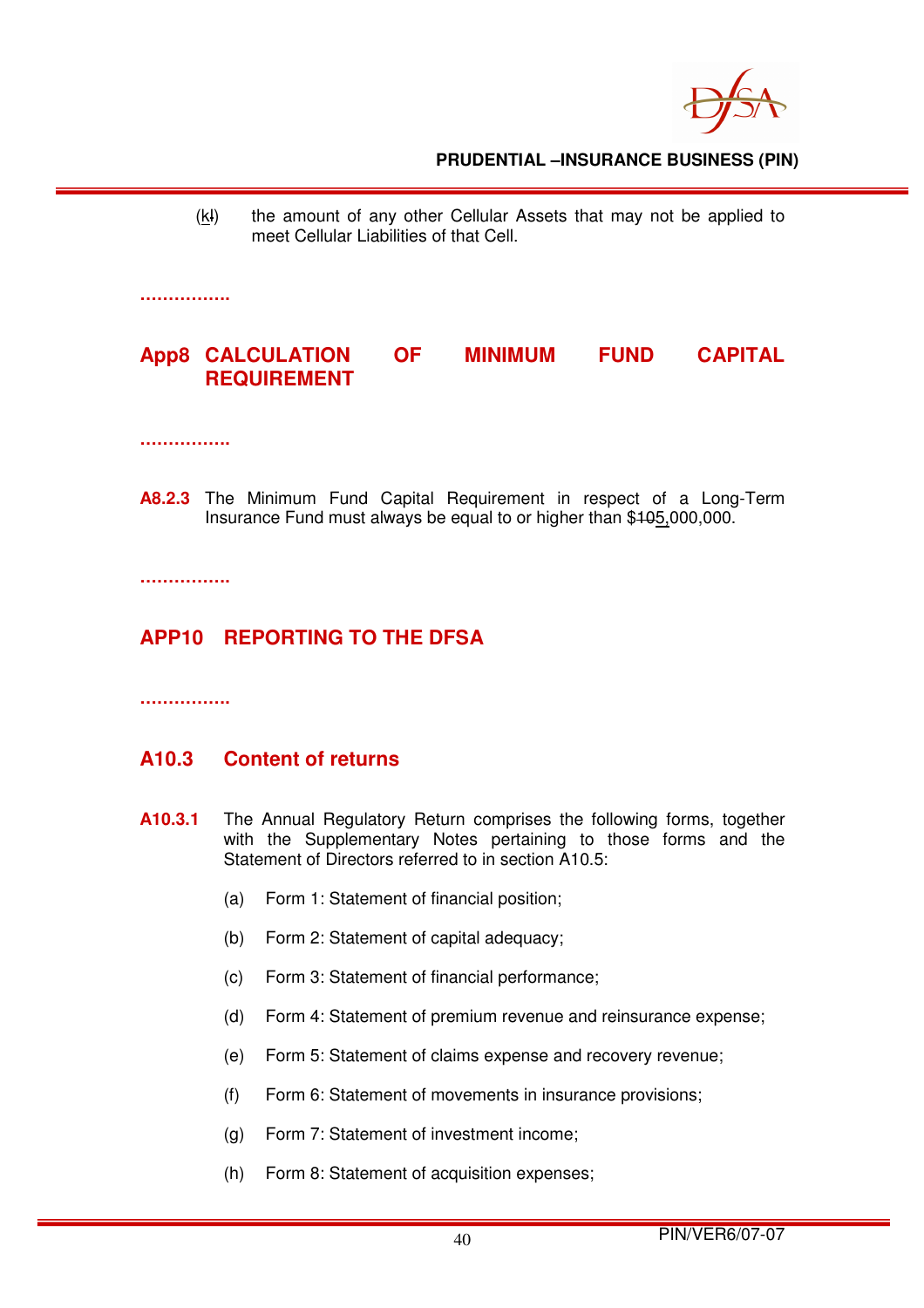(~~l~~k) the amount of any other Cellular Assets that may not be applied to meet Cellular Liabilities of that Cell.

**…………….**

## App8 CALCULATION OF MINIMUM FUND CAPITAL REQUIREMENT

**…………….**

**A8.2.3** The Minimum Fund Capital Requirement in respect of a Long-Term Insurance Fund must always be equal to or higher than $~~10~~5,000,000.

**…………….**

## APP10 REPORTING TO THE DFSA

**…………….**

### A10.3 Content of returns

**A10.3.1** The Annual Regulatory Return comprises the following forms, together with the Supplementary Notes pertaining to those forms and the Statement of Directors referred to in section A10.5:

(a) Form 1: Statement of financial position;

(b) Form 2: Statement of capital adequacy;

(c) Form 3: Statement of financial performance;

(d) Form 4: Statement of premium revenue and reinsurance expense;

(e) Form 5: Statement of claims expense and recovery revenue;

(f) Form 6: Statement of movements in insurance provisions;

(g) Form 7: Statement of investment income;

(h) Form 8: Statement of acquisition expenses;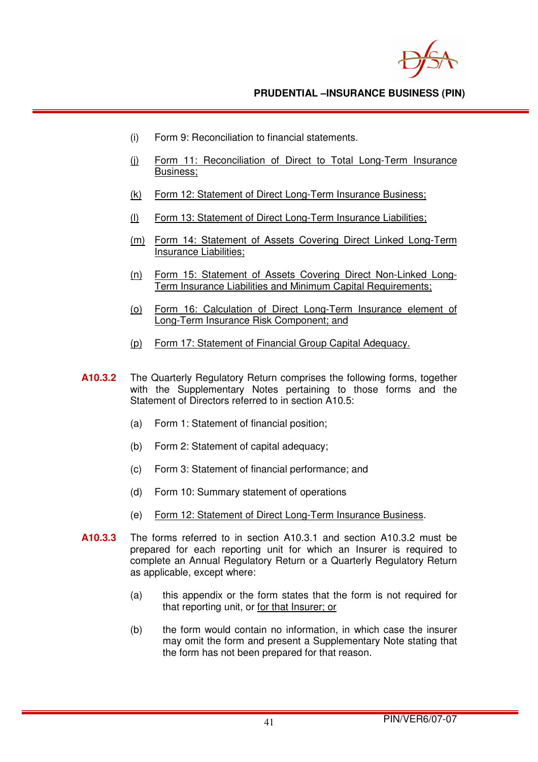(i) Form 9: Reconciliation to financial statements.

(j) Form 11: Reconciliation of Direct to Total Long-Term Insurance Business;

(k) Form 12: Statement of Direct Long-Term Insurance Business;

(l) Form 13: Statement of Direct Long-Term Insurance Liabilities;

(m) Form 14: Statement of Assets Covering Direct Linked Long-Term Insurance Liabilities;

(n) Form 15: Statement of Assets Covering Direct Non-Linked Long-Term Insurance Liabilities and Minimum Capital Requirements;

(o) Form 16: Calculation of Direct Long-Term Insurance element of Long-Term Insurance Risk Component; and

(p) Form 17: Statement of Financial Group Capital Adequacy.

**A10.3.2** The Quarterly Regulatory Return comprises the following forms, together with the Supplementary Notes pertaining to those forms and the Statement of Directors referred to in section A10.5:

(a) Form 1: Statement of financial position;

(b) Form 2: Statement of capital adequacy;

(c) Form 3: Statement of financial performance; and

(d) Form 10: Summary statement of operations

(e) Form 12: Statement of Direct Long-Term Insurance Business.

**A10.3.3** The forms referred to in section A10.3.1 and section A10.3.2 must be prepared for each reporting unit for which an Insurer is required to complete an Annual Regulatory Return or a Quarterly Regulatory Return as applicable, except where:

(a) this appendix or the form states that the form is not required for that reporting unit, or for that Insurer; or

(b) the form would contain no information, in which case the insurer may omit the form and present a Supplementary Note stating that the form has not been prepared for that reason.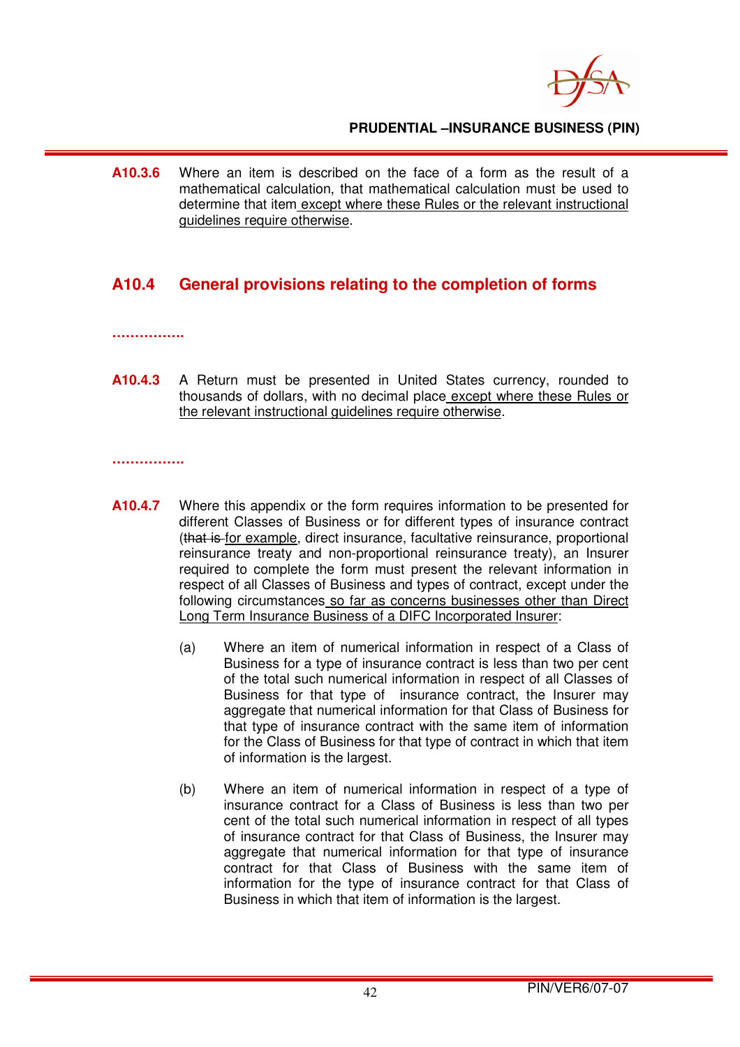**A10.3.6** Where an item is described on the face of a form as the result of a mathematical calculation, that mathematical calculation must be used to determine that item <u>except where these Rules or the relevant instructional guidelines require otherwise</u>.

## A10.4 General provisions relating to the completion of forms

……………

**A10.4.3** A Return must be presented in United States currency, rounded to thousands of dollars, with no decimal place <u>except where these Rules or the relevant instructional guidelines require otherwise</u>.

……………

**A10.4.7** Where this appendix or the form requires information to be presented for different Classes of Business or for different types of insurance contract (~~that is~~ <u>for example</u>, direct insurance, facultative reinsurance, proportional reinsurance treaty and non-proportional reinsurance treaty), an Insurer required to complete the form must present the relevant information in respect of all Classes of Business and types of contract, except under the following circumstances <u>so far as concerns businesses other than Direct Long Term Insurance Business of a DIFC Incorporated Insurer</u>:

(a) Where an item of numerical information in respect of a Class of Business for a type of insurance contract is less than two per cent of the total such numerical information in respect of all Classes of Business for that type of insurance contract, the Insurer may aggregate that numerical information for that Class of Business for that type of insurance contract with the same item of information for the Class of Business for that type of contract in which that item of information is the largest.

(b) Where an item of numerical information in respect of a type of insurance contract for a Class of Business is less than two per cent of the total such numerical information in respect of all types of insurance contract for that Class of Business, the Insurer may aggregate that numerical information for that type of insurance contract for that Class of Business with the same item of information for the type of insurance contract for that Class of Business in which that item of information is the largest.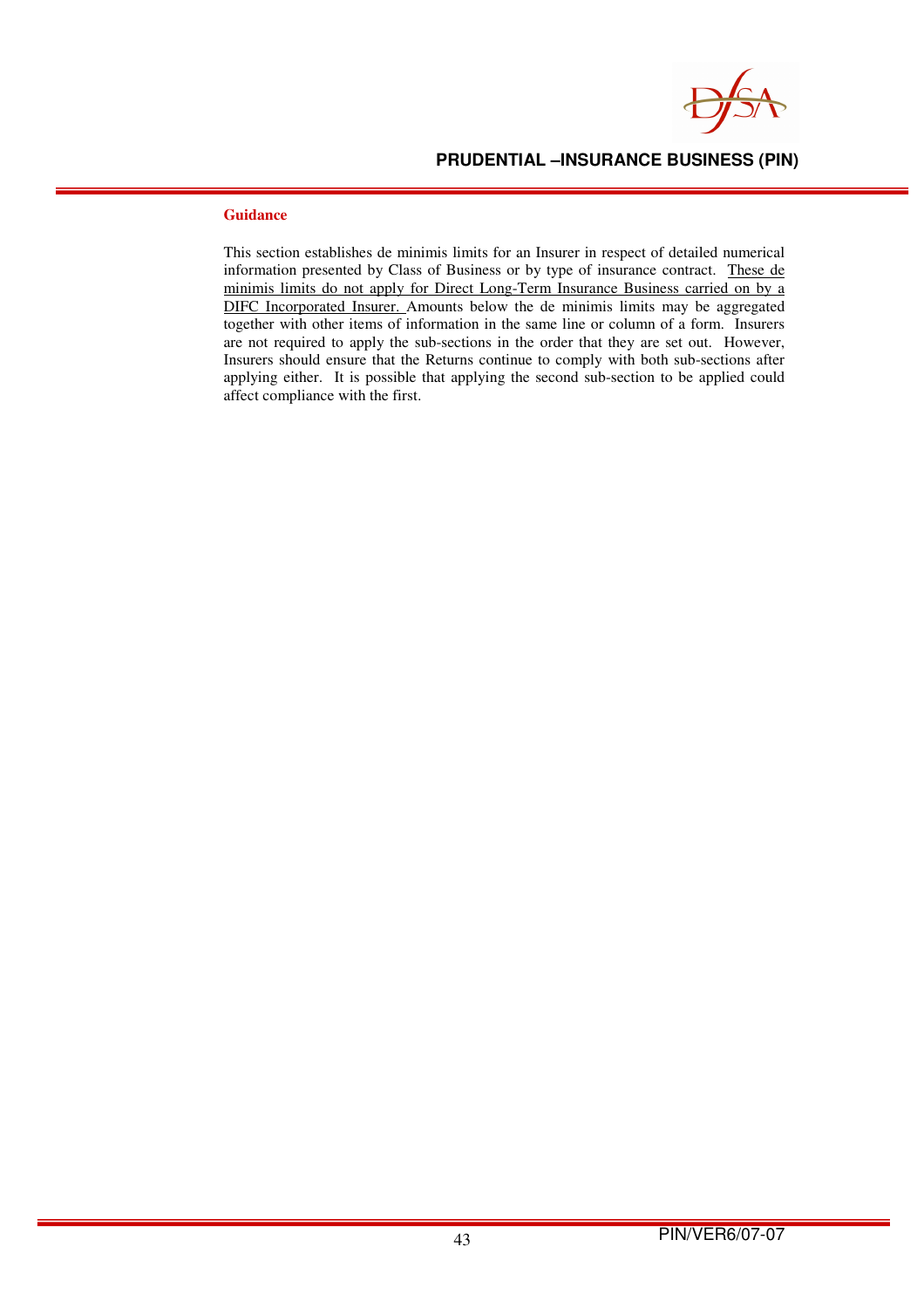**Guidance**

This section establishes de minimis limits for an Insurer in respect of detailed numerical information presented by Class of Business or by type of insurance contract. <u>These de minimis limits do not apply for Direct Long-Term Insurance Business carried on by a DIFC Incorporated Insurer.</u> Amounts below the de minimis limits may be aggregated together with other items of information in the same line or column of a form. Insurers are not required to apply the sub-sections in the order that they are set out. However, Insurers should ensure that the Returns continue to comply with both sub-sections after applying either. It is possible that applying the second sub-section to be applied could affect compliance with the first.